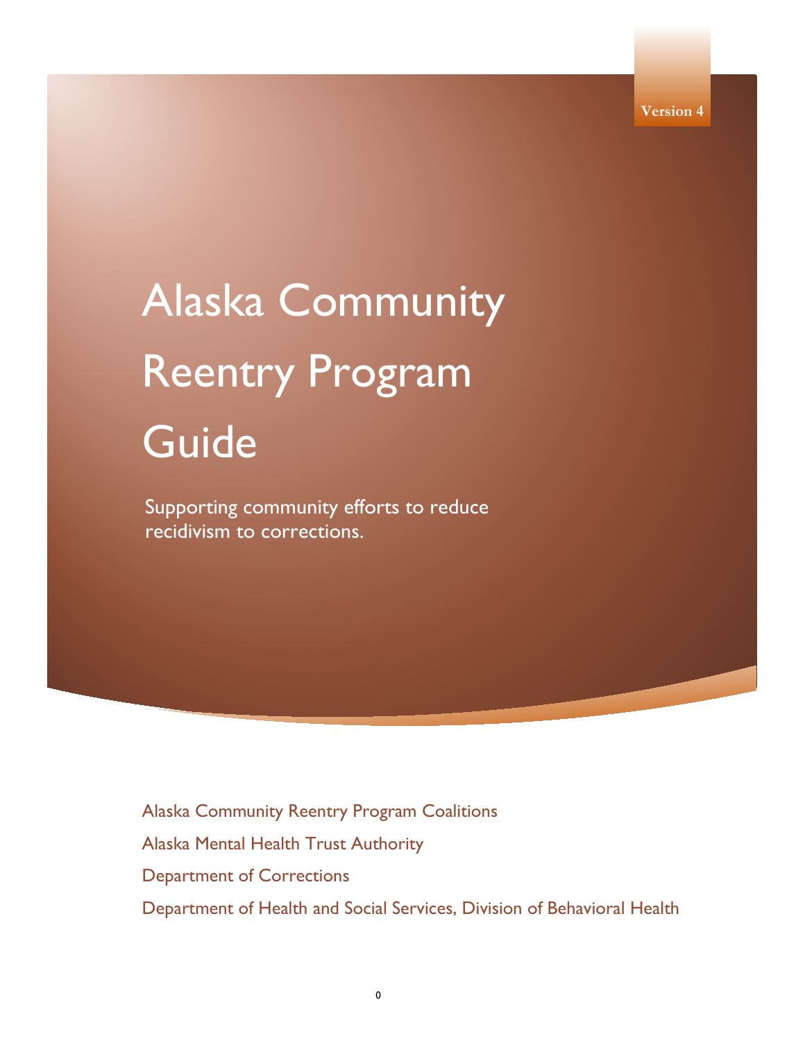Version 4

# Alaska Community Reentry Program Guide

Supporting community efforts to reduce recidivism to corrections.

Alaska Community Reentry Program Coalitions

Alaska Mental Health Trust Authority

Department of Corrections

Department of Health and Social Services, Division of Behavioral Health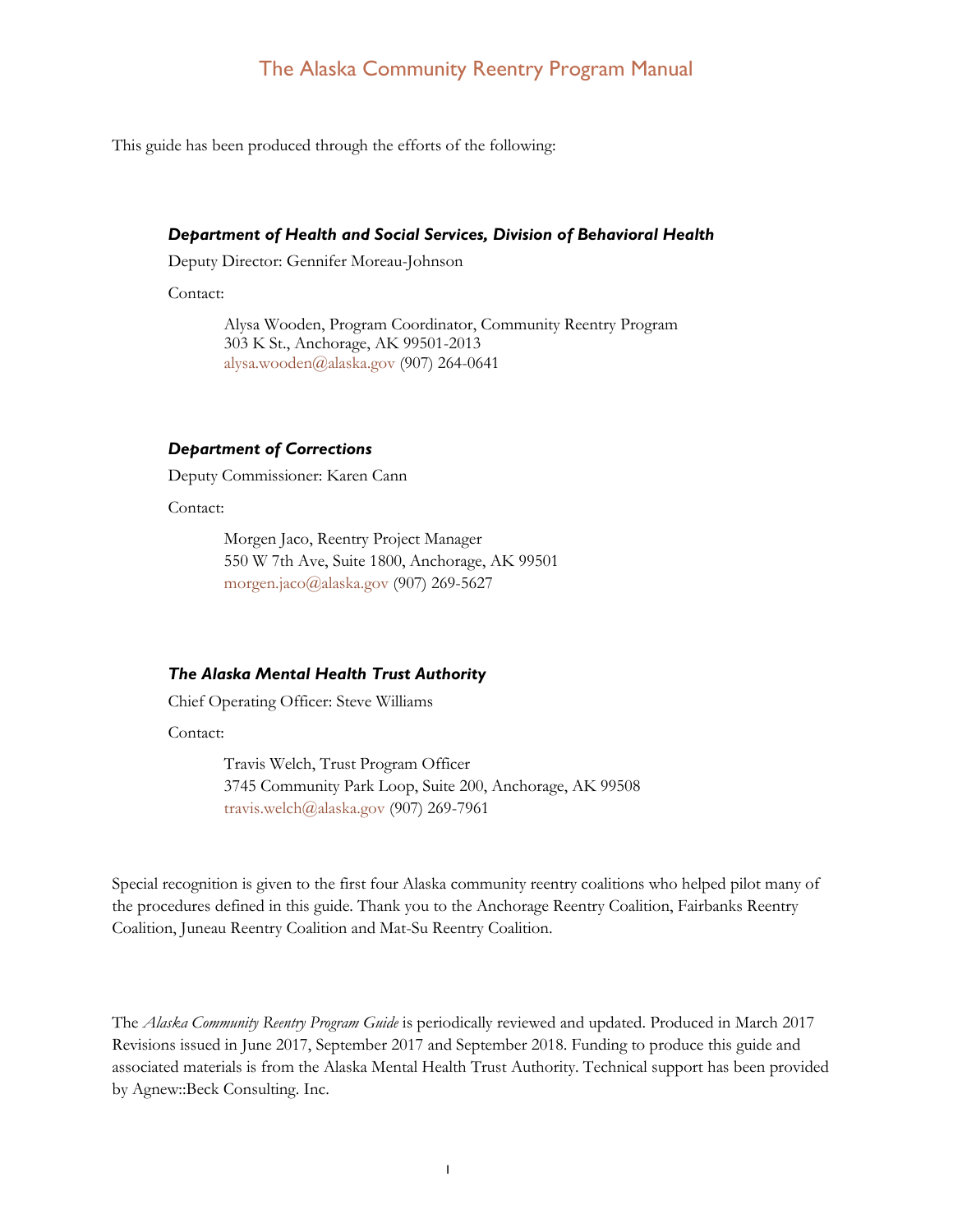# The Alaska Community Reentry Program Manual

This guide has been produced through the efforts of the following:

***Department of Health and Social Services, Division of Behavioral Health***

Deputy Director: Gennifer Moreau-Johnson

Contact:

> Alysa Wooden, Program Coordinator, Community Reentry Program
> 303 K St., Anchorage, AK 99501-2013
> alysa.wooden@alaska.gov (907) 264-0641

***Department of Corrections***

Deputy Commissioner: Karen Cann

Contact:

> Morgen Jaco, Reentry Project Manager
> 550 W 7th Ave, Suite 1800, Anchorage, AK 99501
> morgen.jaco@alaska.gov (907) 269-5627

***The Alaska Mental Health Trust Authority***

Chief Operating Officer: Steve Williams

Contact:

> Travis Welch, Trust Program Officer
> 3745 Community Park Loop, Suite 200, Anchorage, AK 99508
> travis.welch@alaska.gov (907) 269-7961

Special recognition is given to the first four Alaska community reentry coalitions who helped pilot many of the procedures defined in this guide. Thank you to the Anchorage Reentry Coalition, Fairbanks Reentry Coalition, Juneau Reentry Coalition and Mat-Su Reentry Coalition.

The *Alaska Community Reentry Program Guide* is periodically reviewed and updated. Produced in March 2017 Revisions issued in June 2017, September 2017 and September 2018. Funding to produce this guide and associated materials is from the Alaska Mental Health Trust Authority. Technical support has been provided by Agnew::Beck Consulting. Inc.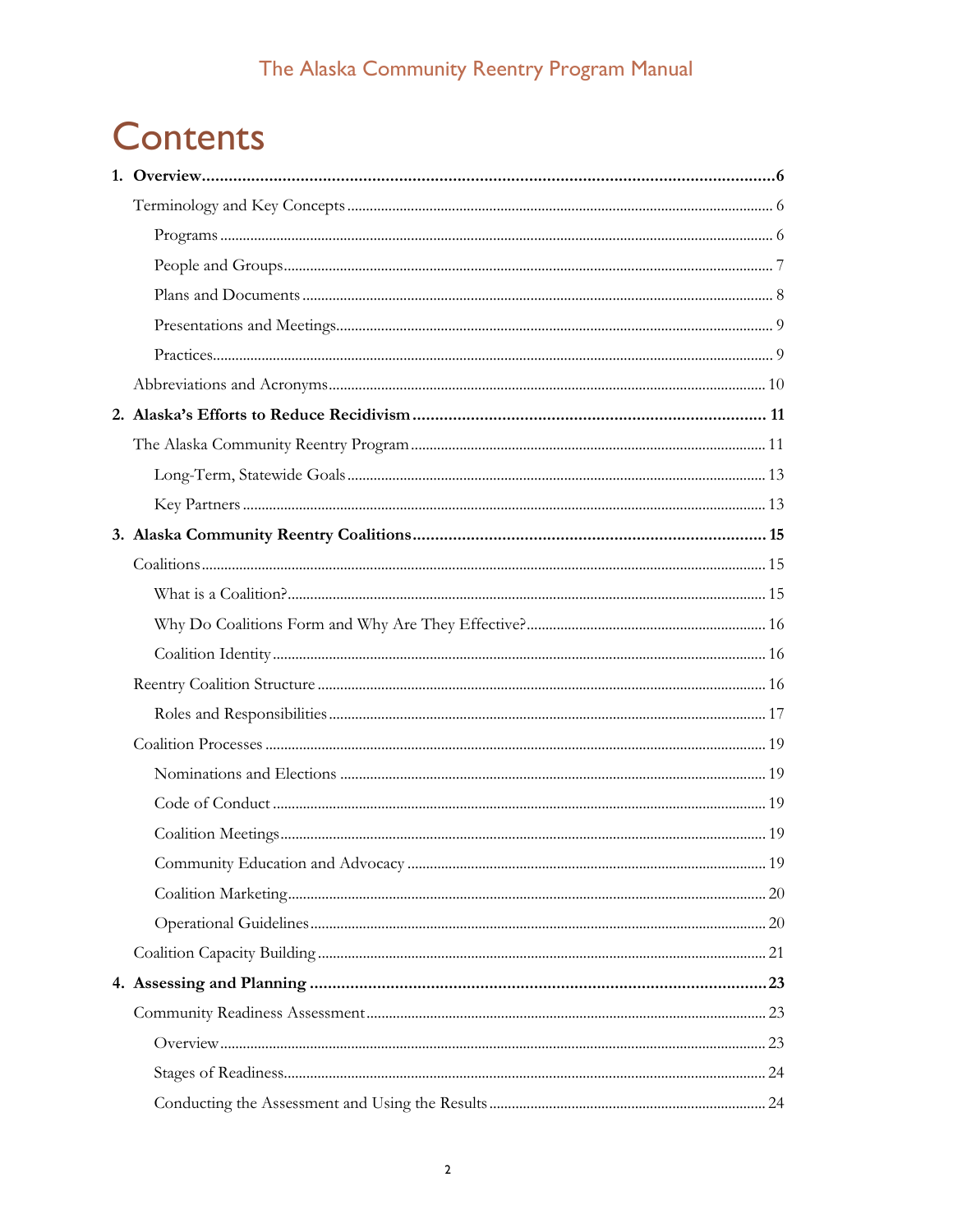# Contents

1. **Overview** ... 6
   - Terminology and Key Concepts ... 6
     - Programs ... 6
     - People and Groups ... 7
     - Plans and Documents ... 8
     - Presentations and Meetings ... 9
     - Practices ... 9
   - Abbreviations and Acronyms ... 10
2. **Alaska's Efforts to Reduce Recidivism** ... 11
   - The Alaska Community Reentry Program ... 11
     - Long-Term, Statewide Goals ... 13
     - Key Partners ... 13
3. **Alaska Community Reentry Coalitions** ... 15
   - Coalitions ... 15
     - What is a Coalition? ... 15
     - Why Do Coalitions Form and Why Are They Effective? ... 16
     - Coalition Identity ... 16
   - Reentry Coalition Structure ... 16
     - Roles and Responsibilities ... 17
   - Coalition Processes ... 19
     - Nominations and Elections ... 19
     - Code of Conduct ... 19
     - Coalition Meetings ... 19
     - Community Education and Advocacy ... 19
     - Coalition Marketing ... 20
     - Operational Guidelines ... 20
   - Coalition Capacity Building ... 21
4. **Assessing and Planning** ... 23
   - Community Readiness Assessment ... 23
     - Overview ... 23
     - Stages of Readiness ... 24
     - Conducting the Assessment and Using the Results ... 24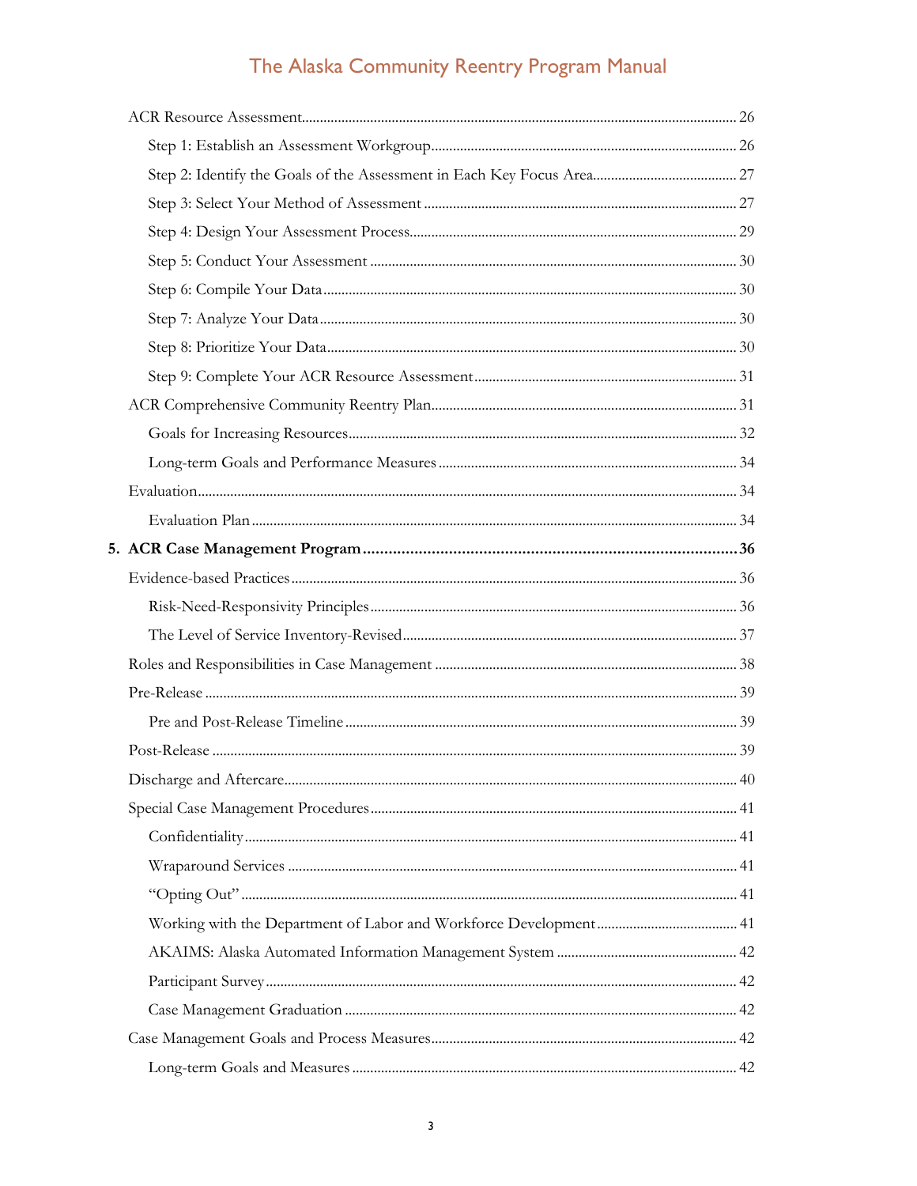ACR Resource Assessment........................................................................................................ 26

Step 1: Establish an Assessment Workgroup.................................................................................... 26

Step 2: Identify the Goals of the Assessment in Each Key Focus Area......................................... 27

Step 3: Select Your Method of Assessment ...................................................................................... 27

Step 4: Design Your Assessment Process.......................................................................................... 29

Step 5: Conduct Your Assessment ..................................................................................................... 30

Step 6: Compile Your Data................................................................................................................. 30

Step 7: Analyze Your Data.................................................................................................................. 30

Step 8: Prioritize Your Data................................................................................................................ 30

Step 9: Complete Your ACR Resource Assessment........................................................................ 31

ACR Comprehensive Community Reentry Plan.................................................................................. 31

Goals for Increasing Resources.......................................................................................................... 32

Long-term Goals and Performance Measures .................................................................................. 34

Evaluation.................................................................................................................................................. 34

Evaluation Plan ..................................................................................................................................... 34

**5. ACR Case Management Program........................................................................................ 36**

Evidence-based Practices........................................................................................................................ 36

Risk-Need-Responsivity Principles..................................................................................................... 36

The Level of Service Inventory-Revised............................................................................................ 37

Roles and Responsibilities in Case Management ................................................................................ 38

Pre-Release ................................................................................................................................................ 39

Pre and Post-Release Timeline ........................................................................................................... 39

Post-Release .............................................................................................................................................. 39

Discharge and Aftercare........................................................................................................................... 40

Special Case Management Procedures.................................................................................................. 41

Confidentiality........................................................................................................................................ 41

Wraparound Services ........................................................................................................................... 41

"Opting Out" ........................................................................................................................................ 41

Working with the Department of Labor and Workforce Development....................................... 41

AKAIMS: Alaska Automated Information Management System ................................................. 42

Participant Survey................................................................................................................................. 42

Case Management Graduation ........................................................................................................... 42

Case Management Goals and Process Measures.................................................................................. 42

Long-term Goals and Measures .......................................................................................................... 42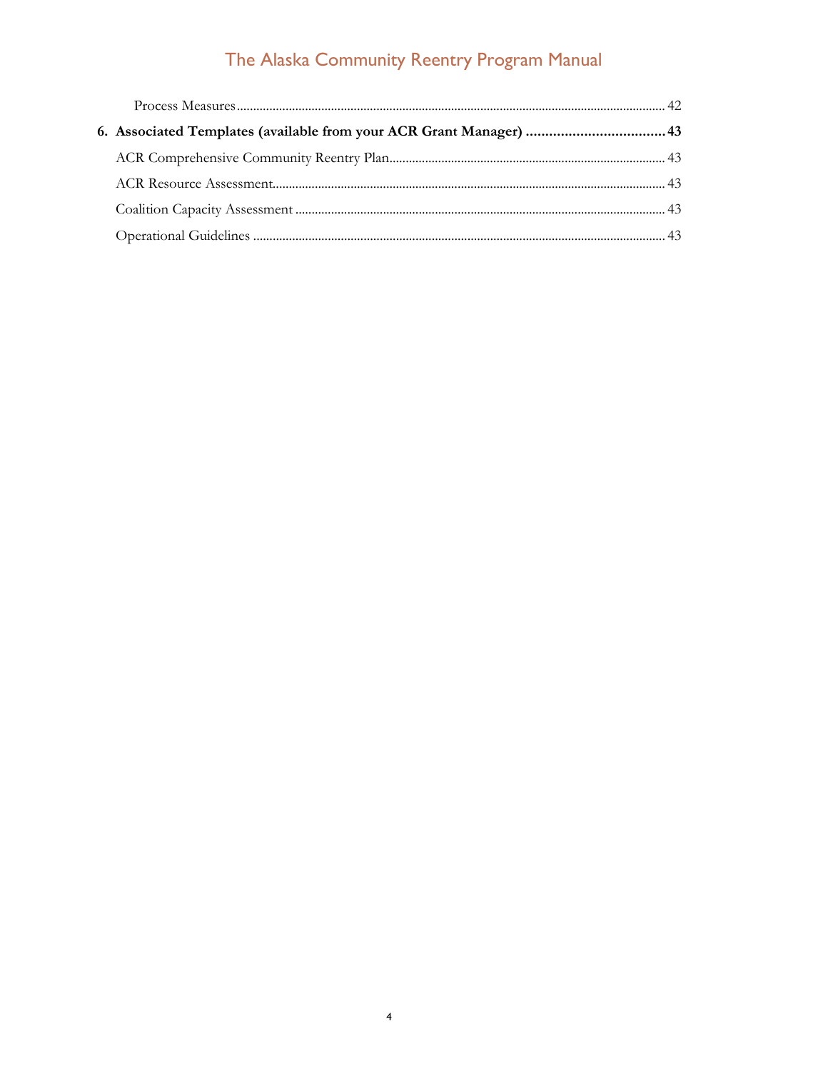Process Measures ........................................................................................................................... 42

**6. Associated Templates (available from your ACR Grant Manager) .................................... 43**

ACR Comprehensive Community Reentry Plan.................................................................................... 43

ACR Resource Assessment......................................................................................................................... 43

Coalition Capacity Assessment .................................................................................................................. 43

Operational Guidelines ............................................................................................................................... 43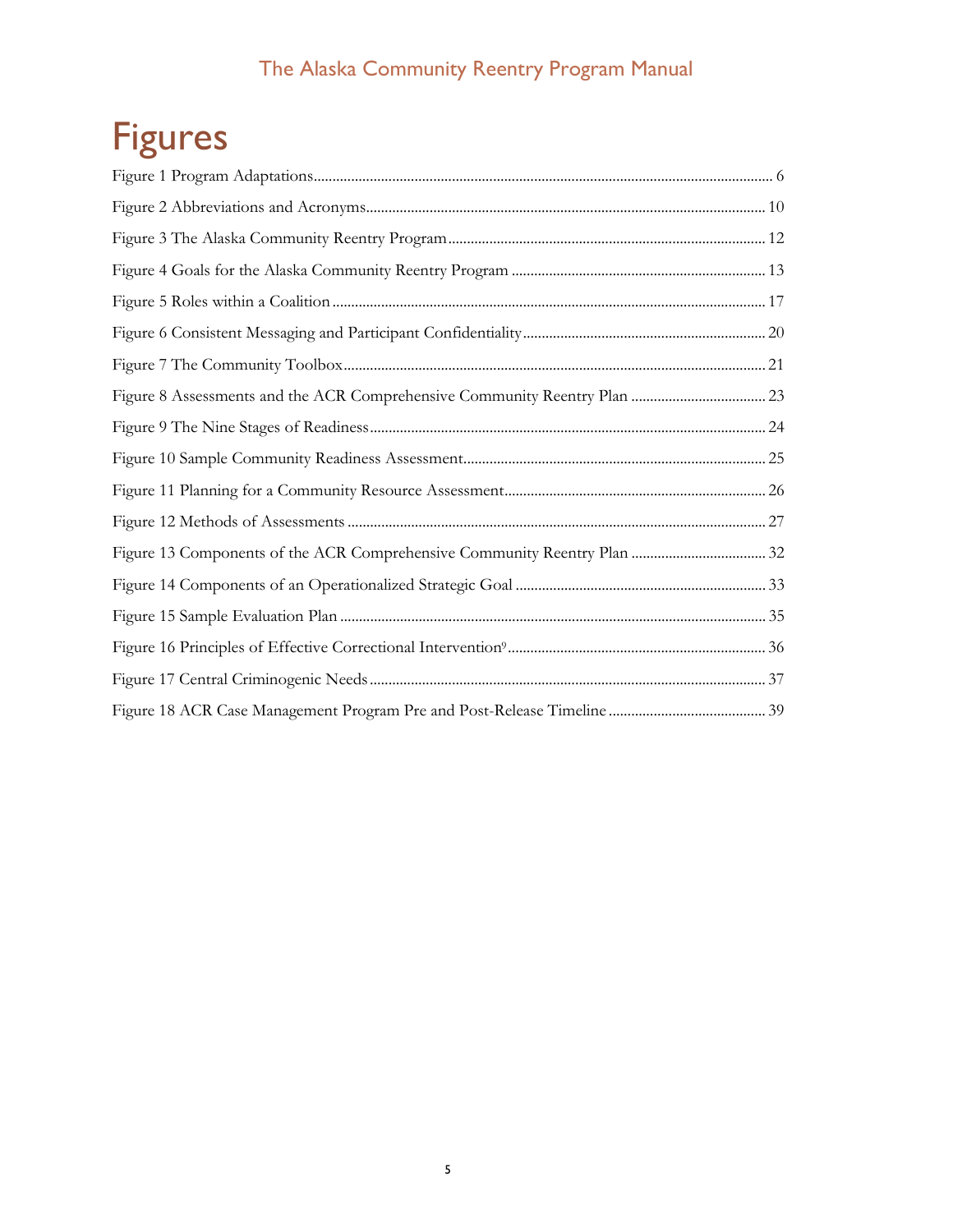# Figures

Figure 1 Program Adaptations .......... 6

Figure 2 Abbreviations and Acronyms .......... 10

Figure 3 The Alaska Community Reentry Program .......... 12

Figure 4 Goals for the Alaska Community Reentry Program .......... 13

Figure 5 Roles within a Coalition .......... 17

Figure 6 Consistent Messaging and Participant Confidentiality .......... 20

Figure 7 The Community Toolbox .......... 21

Figure 8 Assessments and the ACR Comprehensive Community Reentry Plan .......... 23

Figure 9 The Nine Stages of Readiness .......... 24

Figure 10 Sample Community Readiness Assessment .......... 25

Figure 11 Planning for a Community Resource Assessment .......... 26

Figure 12 Methods of Assessments .......... 27

Figure 13 Components of the ACR Comprehensive Community Reentry Plan .......... 32

Figure 14 Components of an Operationalized Strategic Goal .......... 33

Figure 15 Sample Evaluation Plan .......... 35

Figure 16 Principles of Effective Correctional Intervention[9] .......... 36

Figure 17 Central Criminogenic Needs .......... 37

Figure 18 ACR Case Management Program Pre and Post-Release Timeline .......... 39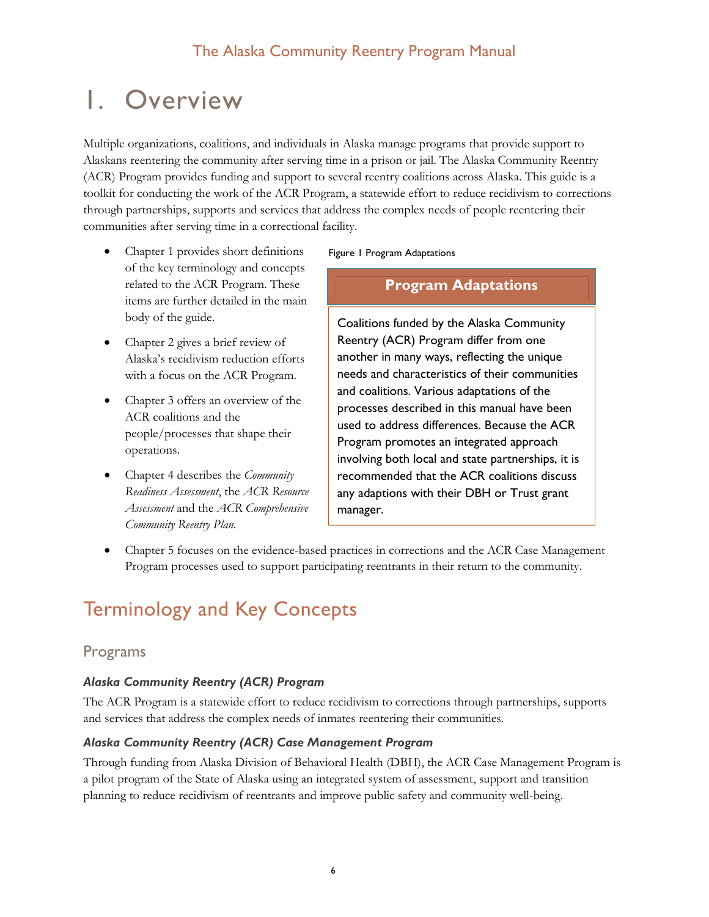# 1. Overview

Multiple organizations, coalitions, and individuals in Alaska manage programs that provide support to Alaskans reentering the community after serving time in a prison or jail. The Alaska Community Reentry (ACR) Program provides funding and support to several reentry coalitions across Alaska. This guide is a toolkit for conducting the work of the ACR Program, a statewide effort to reduce recidivism to corrections through partnerships, supports and services that address the complex needs of people reentering their communities after serving time in a correctional facility.

- Chapter 1 provides short definitions of the key terminology and concepts related to the ACR Program. These items are further detailed in the main body of the guide.
- Chapter 2 gives a brief review of Alaska's recidivism reduction efforts with a focus on the ACR Program.
- Chapter 3 offers an overview of the ACR coalitions and the people/processes that shape their operations.
- Chapter 4 describes the *Community Readiness Assessment*, the *ACR Resource Assessment* and the *ACR Comprehensive Community Reentry Plan.*
- Chapter 5 focuses on the evidence-based practices in corrections and the ACR Case Management Program processes used to support participating reentrants in their return to the community.

Figure 1 Program Adaptations

> **Program Adaptations**
>
> Coalitions funded by the Alaska Community Reentry (ACR) Program differ from one another in many ways, reflecting the unique needs and characteristics of their communities and coalitions. Various adaptations of the processes described in this manual have been used to address differences. Because the ACR Program promotes an integrated approach involving both local and state partnerships, it is recommended that the ACR coalitions discuss any adaptions with their DBH or Trust grant manager.

## Terminology and Key Concepts

### Programs

#### *Alaska Community Reentry (ACR) Program*

The ACR Program is a statewide effort to reduce recidivism to corrections through partnerships, supports and services that address the complex needs of inmates reentering their communities.

#### *Alaska Community Reentry (ACR) Case Management Program*

Through funding from Alaska Division of Behavioral Health (DBH), the ACR Case Management Program is a pilot program of the State of Alaska using an integrated system of assessment, support and transition planning to reduce recidivism of reentrants and improve public safety and community well-being.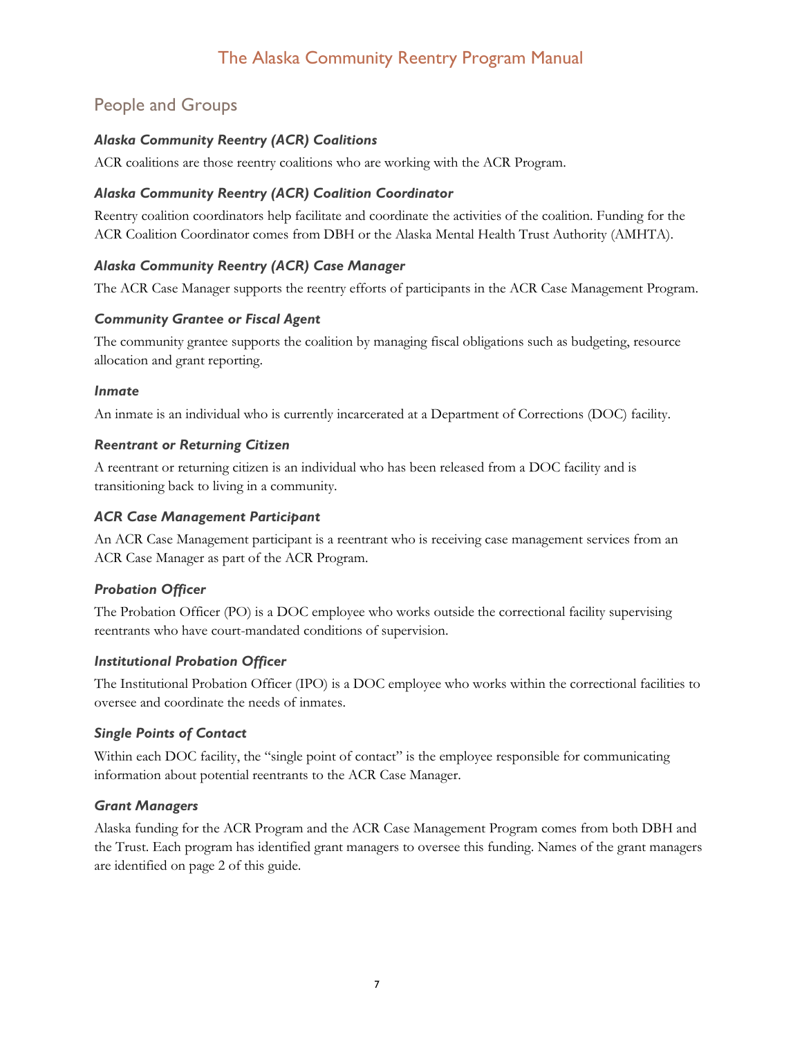## People and Groups

### *Alaska Community Reentry (ACR) Coalitions*

ACR coalitions are those reentry coalitions who are working with the ACR Program.

### *Alaska Community Reentry (ACR) Coalition Coordinator*

Reentry coalition coordinators help facilitate and coordinate the activities of the coalition. Funding for the ACR Coalition Coordinator comes from DBH or the Alaska Mental Health Trust Authority (AMHTA).

### *Alaska Community Reentry (ACR) Case Manager*

The ACR Case Manager supports the reentry efforts of participants in the ACR Case Management Program.

### *Community Grantee or Fiscal Agent*

The community grantee supports the coalition by managing fiscal obligations such as budgeting, resource allocation and grant reporting.

### *Inmate*

An inmate is an individual who is currently incarcerated at a Department of Corrections (DOC) facility.

### *Reentrant or Returning Citizen*

A reentrant or returning citizen is an individual who has been released from a DOC facility and is transitioning back to living in a community.

### *ACR Case Management Participant*

An ACR Case Management participant is a reentrant who is receiving case management services from an ACR Case Manager as part of the ACR Program.

### *Probation Officer*

The Probation Officer (PO) is a DOC employee who works outside the correctional facility supervising reentrants who have court-mandated conditions of supervision.

### *Institutional Probation Officer*

The Institutional Probation Officer (IPO) is a DOC employee who works within the correctional facilities to oversee and coordinate the needs of inmates.

### *Single Points of Contact*

Within each DOC facility, the "single point of contact" is the employee responsible for communicating information about potential reentrants to the ACR Case Manager.

### *Grant Managers*

Alaska funding for the ACR Program and the ACR Case Management Program comes from both DBH and the Trust. Each program has identified grant managers to oversee this funding. Names of the grant managers are identified on page 2 of this guide.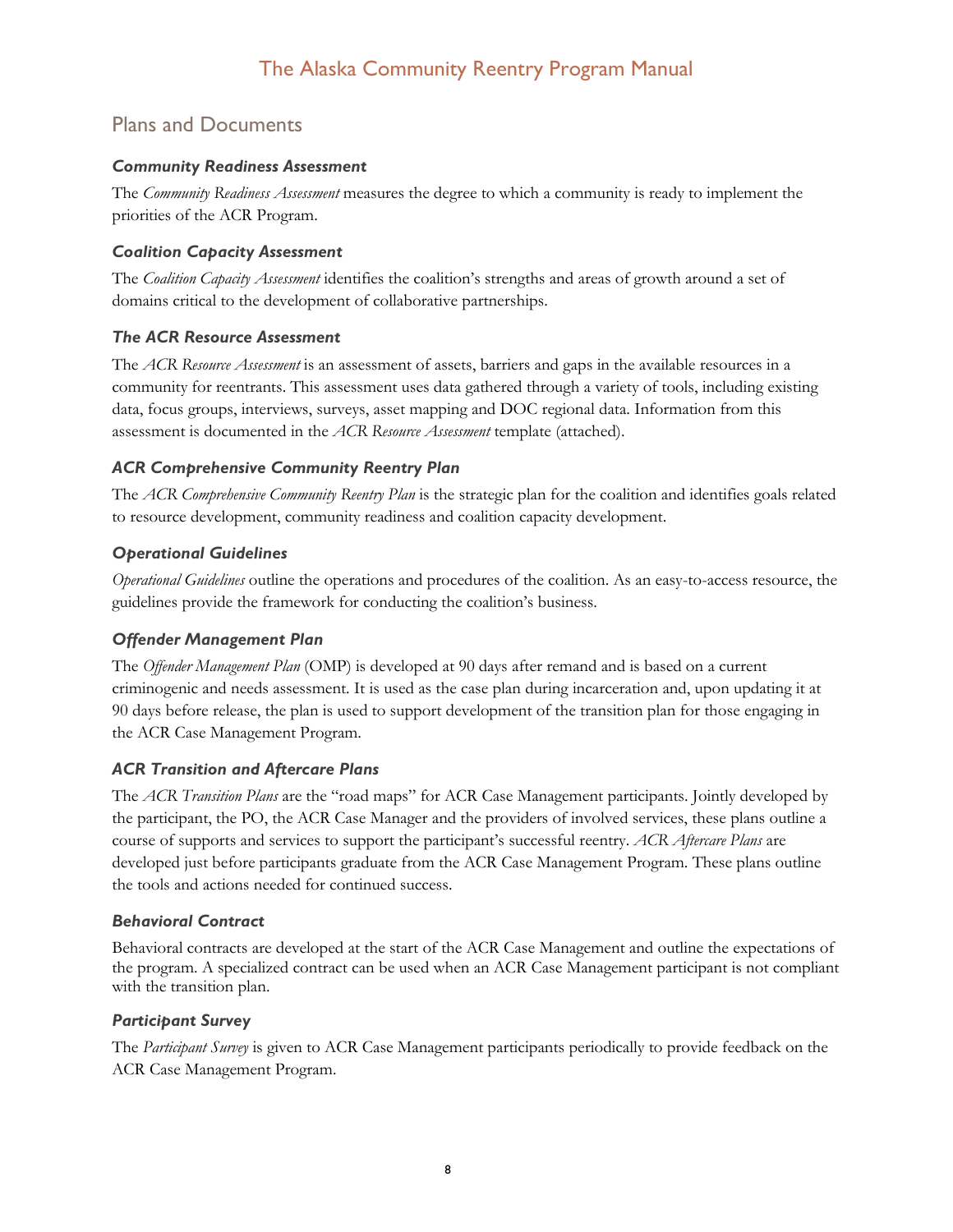## Plans and Documents

### *Community Readiness Assessment*

The *Community Readiness Assessment* measures the degree to which a community is ready to implement the priorities of the ACR Program.

### *Coalition Capacity Assessment*

The *Coalition Capacity Assessment* identifies the coalition's strengths and areas of growth around a set of domains critical to the development of collaborative partnerships.

### *The ACR Resource Assessment*

The *ACR Resource Assessment* is an assessment of assets, barriers and gaps in the available resources in a community for reentrants. This assessment uses data gathered through a variety of tools, including existing data, focus groups, interviews, surveys, asset mapping and DOC regional data. Information from this assessment is documented in the *ACR Resource Assessment* template (attached).

### *ACR Comprehensive Community Reentry Plan*

The *ACR Comprehensive Community Reentry Plan* is the strategic plan for the coalition and identifies goals related to resource development, community readiness and coalition capacity development.

### *Operational Guidelines*

*Operational Guidelines* outline the operations and procedures of the coalition. As an easy-to-access resource, the guidelines provide the framework for conducting the coalition's business.

### *Offender Management Plan*

The *Offender Management Plan* (OMP) is developed at 90 days after remand and is based on a current criminogenic and needs assessment. It is used as the case plan during incarceration and, upon updating it at 90 days before release, the plan is used to support development of the transition plan for those engaging in the ACR Case Management Program.

### *ACR Transition and Aftercare Plans*

The *ACR Transition Plans* are the "road maps" for ACR Case Management participants. Jointly developed by the participant, the PO, the ACR Case Manager and the providers of involved services, these plans outline a course of supports and services to support the participant's successful reentry. *ACR Aftercare Plans* are developed just before participants graduate from the ACR Case Management Program. These plans outline the tools and actions needed for continued success.

### *Behavioral Contract*

Behavioral contracts are developed at the start of the ACR Case Management and outline the expectations of the program. A specialized contract can be used when an ACR Case Management participant is not compliant with the transition plan.

### *Participant Survey*

The *Participant Survey* is given to ACR Case Management participants periodically to provide feedback on the ACR Case Management Program.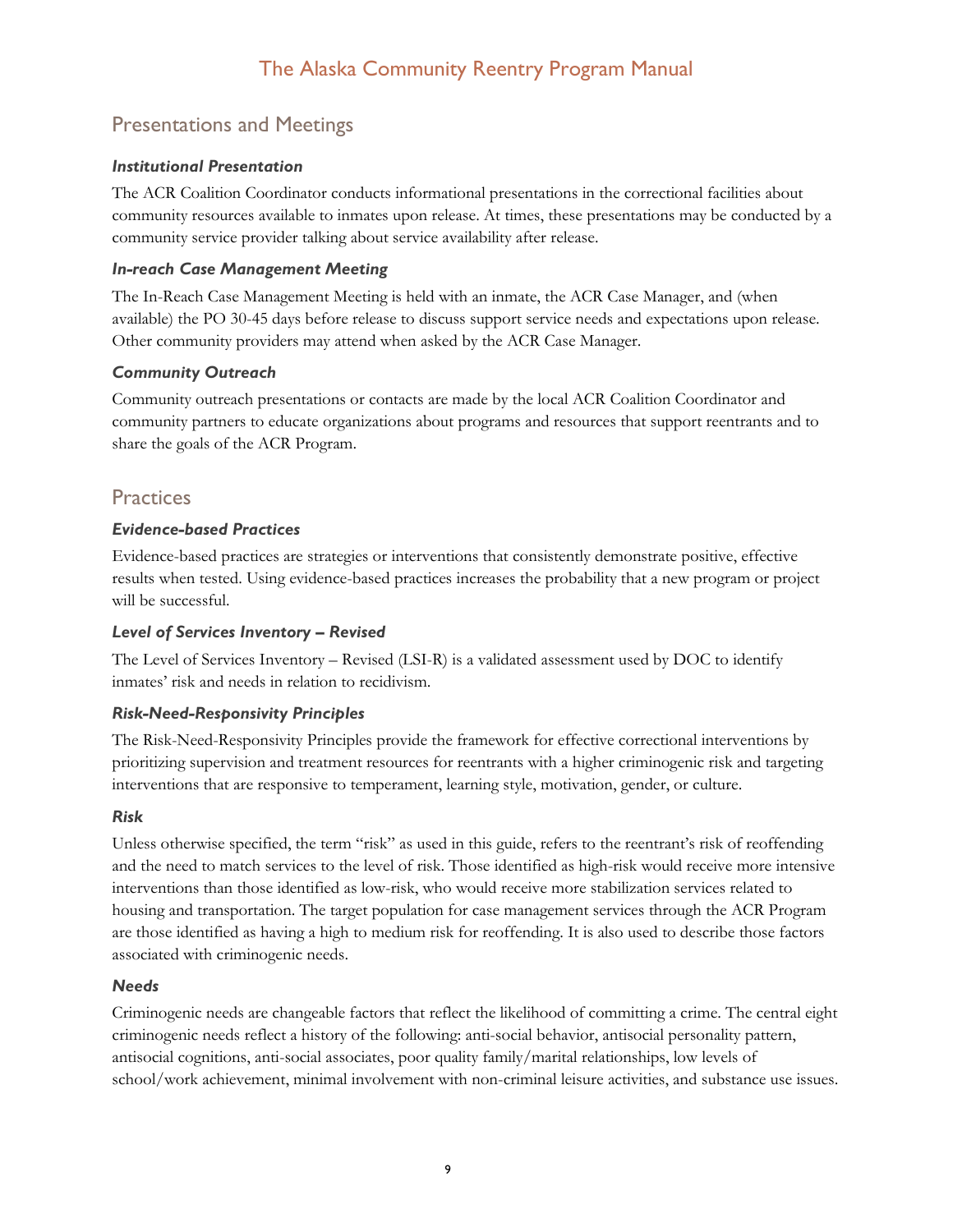## Presentations and Meetings

### *Institutional Presentation*

The ACR Coalition Coordinator conducts informational presentations in the correctional facilities about community resources available to inmates upon release. At times, these presentations may be conducted by a community service provider talking about service availability after release.

### *In-reach Case Management Meeting*

The In-Reach Case Management Meeting is held with an inmate, the ACR Case Manager, and (when available) the PO 30-45 days before release to discuss support service needs and expectations upon release. Other community providers may attend when asked by the ACR Case Manager.

### *Community Outreach*

Community outreach presentations or contacts are made by the local ACR Coalition Coordinator and community partners to educate organizations about programs and resources that support reentrants and to share the goals of the ACR Program.

## Practices

### *Evidence-based Practices*

Evidence-based practices are strategies or interventions that consistently demonstrate positive, effective results when tested. Using evidence-based practices increases the probability that a new program or project will be successful.

### *Level of Services Inventory – Revised*

The Level of Services Inventory – Revised (LSI-R) is a validated assessment used by DOC to identify inmates' risk and needs in relation to recidivism.

### *Risk-Need-Responsivity Principles*

The Risk-Need-Responsivity Principles provide the framework for effective correctional interventions by prioritizing supervision and treatment resources for reentrants with a higher criminogenic risk and targeting interventions that are responsive to temperament, learning style, motivation, gender, or culture.

### *Risk*

Unless otherwise specified, the term "risk" as used in this guide, refers to the reentrant's risk of reoffending and the need to match services to the level of risk. Those identified as high-risk would receive more intensive interventions than those identified as low-risk, who would receive more stabilization services related to housing and transportation. The target population for case management services through the ACR Program are those identified as having a high to medium risk for reoffending. It is also used to describe those factors associated with criminogenic needs.

### *Needs*

Criminogenic needs are changeable factors that reflect the likelihood of committing a crime. The central eight criminogenic needs reflect a history of the following: anti-social behavior, antisocial personality pattern, antisocial cognitions, anti-social associates, poor quality family/marital relationships, low levels of school/work achievement, minimal involvement with non-criminal leisure activities, and substance use issues.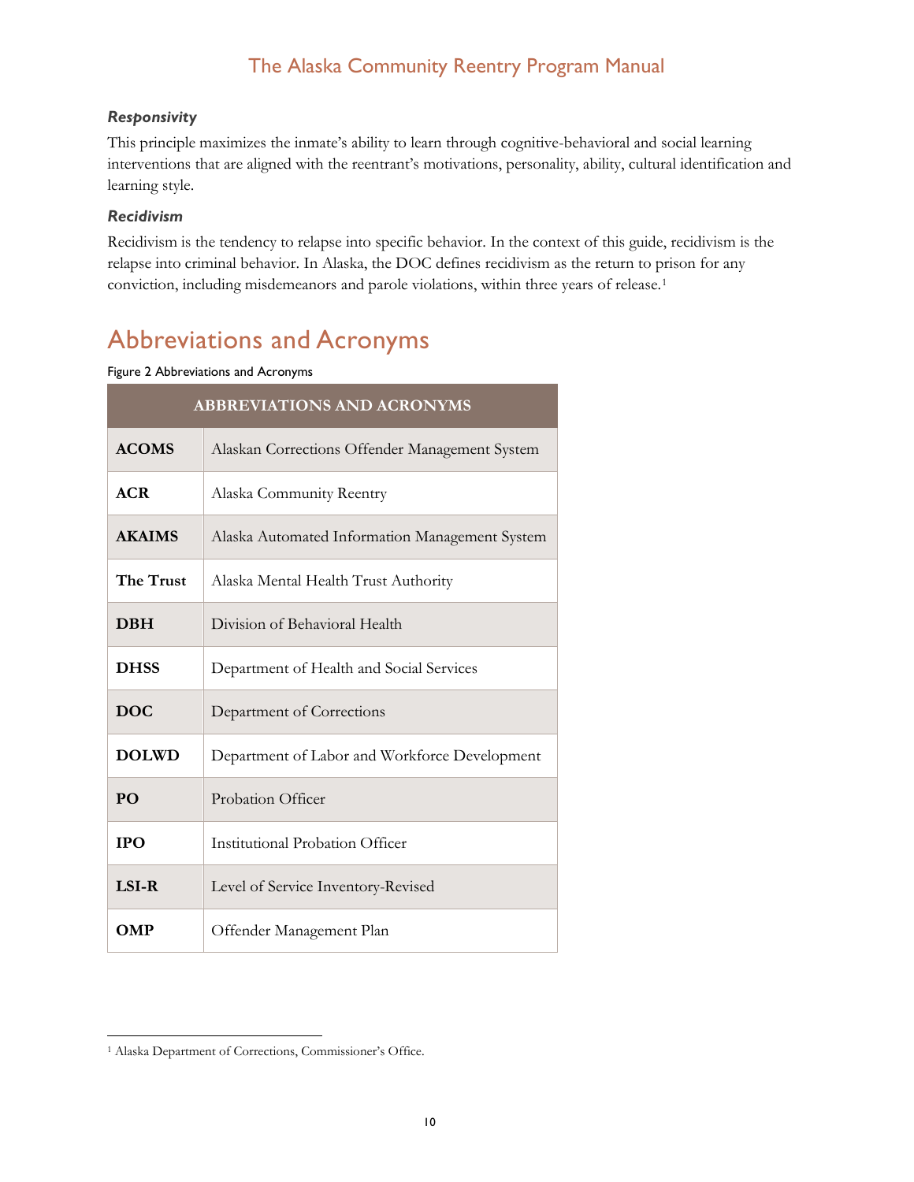### *Responsivity*

This principle maximizes the inmate's ability to learn through cognitive-behavioral and social learning interventions that are aligned with the reentrant's motivations, personality, ability, cultural identification and learning style.

### *Recidivism*

Recidivism is the tendency to relapse into specific behavior. In the context of this guide, recidivism is the relapse into criminal behavior. In Alaska, the DOC defines recidivism as the return to prison for any conviction, including misdemeanors and parole violations, within three years of release.[1]

## Abbreviations and Acronyms

Figure 2 Abbreviations and Acronyms

| ABBREVIATIONS AND ACRONYMS | |
|---|---|
| **ACOMS** | Alaskan Corrections Offender Management System |
| **ACR** | Alaska Community Reentry |
| **AKAIMS** | Alaska Automated Information Management System |
| **The Trust** | Alaska Mental Health Trust Authority |
| **DBH** | Division of Behavioral Health |
| **DHSS** | Department of Health and Social Services |
| **DOC** | Department of Corrections |
| **DOLWD** | Department of Labor and Workforce Development |
| **PO** | Probation Officer |
| **IPO** | Institutional Probation Officer |
| **LSI-R** | Level of Service Inventory-Revised |
| **OMP** | Offender Management Plan |

[1] Alaska Department of Corrections, Commissioner's Office.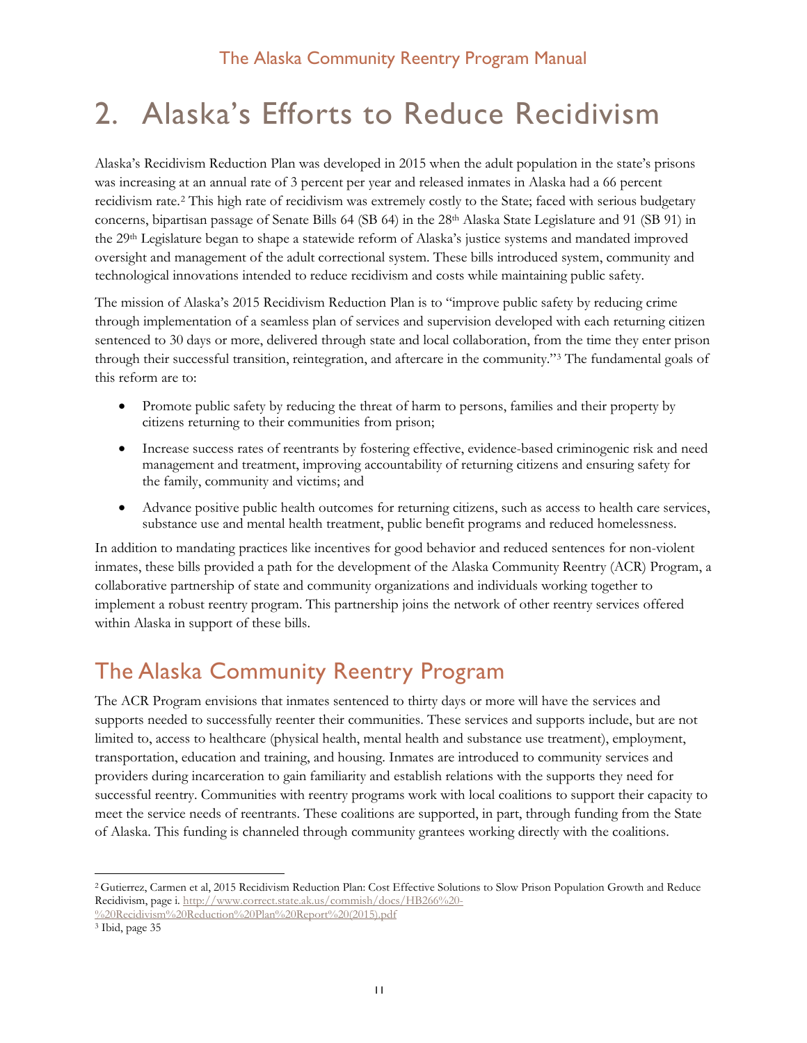# 2. Alaska's Efforts to Reduce Recidivism

Alaska's Recidivism Reduction Plan was developed in 2015 when the adult population in the state's prisons was increasing at an annual rate of 3 percent per year and released inmates in Alaska had a 66 percent recidivism rate.[2] This high rate of recidivism was extremely costly to the State; faced with serious budgetary concerns, bipartisan passage of Senate Bills 64 (SB 64) in the 28th Alaska State Legislature and 91 (SB 91) in the 29th Legislature began to shape a statewide reform of Alaska's justice systems and mandated improved oversight and management of the adult correctional system. These bills introduced system, community and technological innovations intended to reduce recidivism and costs while maintaining public safety.

The mission of Alaska's 2015 Recidivism Reduction Plan is to "improve public safety by reducing crime through implementation of a seamless plan of services and supervision developed with each returning citizen sentenced to 30 days or more, delivered through state and local collaboration, from the time they enter prison through their successful transition, reintegration, and aftercare in the community."[3] The fundamental goals of this reform are to:

- Promote public safety by reducing the threat of harm to persons, families and their property by citizens returning to their communities from prison;
- Increase success rates of reentrants by fostering effective, evidence-based criminogenic risk and need management and treatment, improving accountability of returning citizens and ensuring safety for the family, community and victims; and
- Advance positive public health outcomes for returning citizens, such as access to health care services, substance use and mental health treatment, public benefit programs and reduced homelessness.

In addition to mandating practices like incentives for good behavior and reduced sentences for non-violent inmates, these bills provided a path for the development of the Alaska Community Reentry (ACR) Program, a collaborative partnership of state and community organizations and individuals working together to implement a robust reentry program. This partnership joins the network of other reentry services offered within Alaska in support of these bills.

## The Alaska Community Reentry Program

The ACR Program envisions that inmates sentenced to thirty days or more will have the services and supports needed to successfully reenter their communities. These services and supports include, but are not limited to, access to healthcare (physical health, mental health and substance use treatment), employment, transportation, education and training, and housing. Inmates are introduced to community services and providers during incarceration to gain familiarity and establish relations with the supports they need for successful reentry. Communities with reentry programs work with local coalitions to support their capacity to meet the service needs of reentrants. These coalitions are supported, in part, through funding from the State of Alaska. This funding is channeled through community grantees working directly with the coalitions.

---

[2] Gutierrez, Carmen et al, 2015 Recidivism Reduction Plan: Cost Effective Solutions to Slow Prison Population Growth and Reduce Recidivism, page i. http://www.correct.state.ak.us/commish/docs/HB266%20-%20Recidivism%20Reduction%20Plan%20Report%20(2015).pdf

[3] Ibid, page 35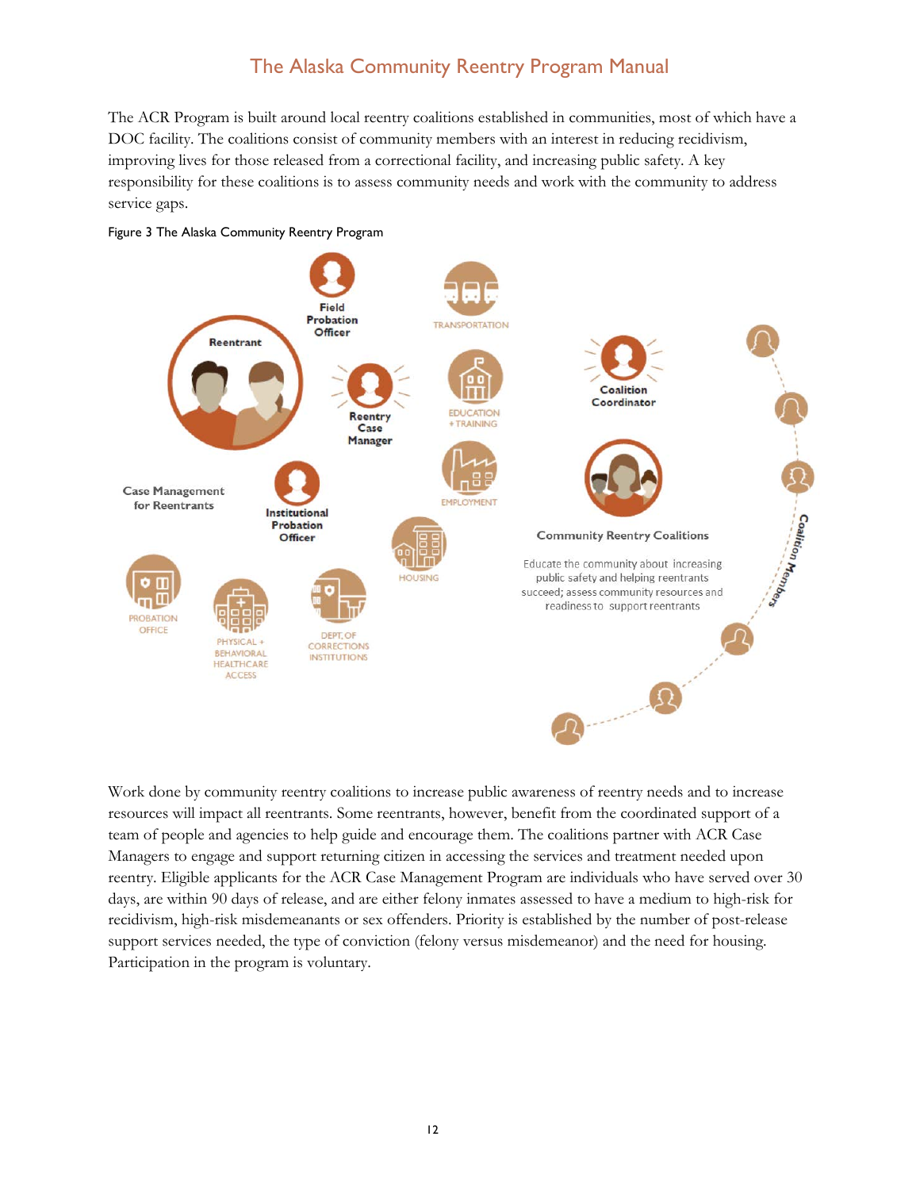The ACR Program is built around local reentry coalitions established in communities, most of which have a DOC facility. The coalitions consist of community members with an interest in reducing recidivism, improving lives for those released from a correctional facility, and increasing public safety. A key responsibility for these coalitions is to assess community needs and work with the community to address service gaps.

Figure 3 The Alaska Community Reentry Program

Field Probation Officer

TRANSPORTATION

Reentrant

Reentry Case Manager

EDUCATION + TRAINING

Coalition Coordinator

Case Management for Reentrants

Institutional Probation Officer

EMPLOYMENT

HOUSING

Community Reentry Coalitions

Educate the community about increasing public safety and helping reentrants succeed; assess community resources and readiness to support reentrants

Coalition Members

PROBATION OFFICE

PHYSICAL + BEHAVIORAL HEALTHCARE ACCESS

DEPT. OF CORRECTIONS INSTITUTIONS

Work done by community reentry coalitions to increase public awareness of reentry needs and to increase resources will impact all reentrants. Some reentrants, however, benefit from the coordinated support of a team of people and agencies to help guide and encourage them. The coalitions partner with ACR Case Managers to engage and support returning citizen in accessing the services and treatment needed upon reentry. Eligible applicants for the ACR Case Management Program are individuals who have served over 30 days, are within 90 days of release, and are either felony inmates assessed to have a medium to high-risk for recidivism, high-risk misdemeanants or sex offenders. Priority is established by the number of post-release support services needed, the type of conviction (felony versus misdemeanor) and the need for housing. Participation in the program is voluntary.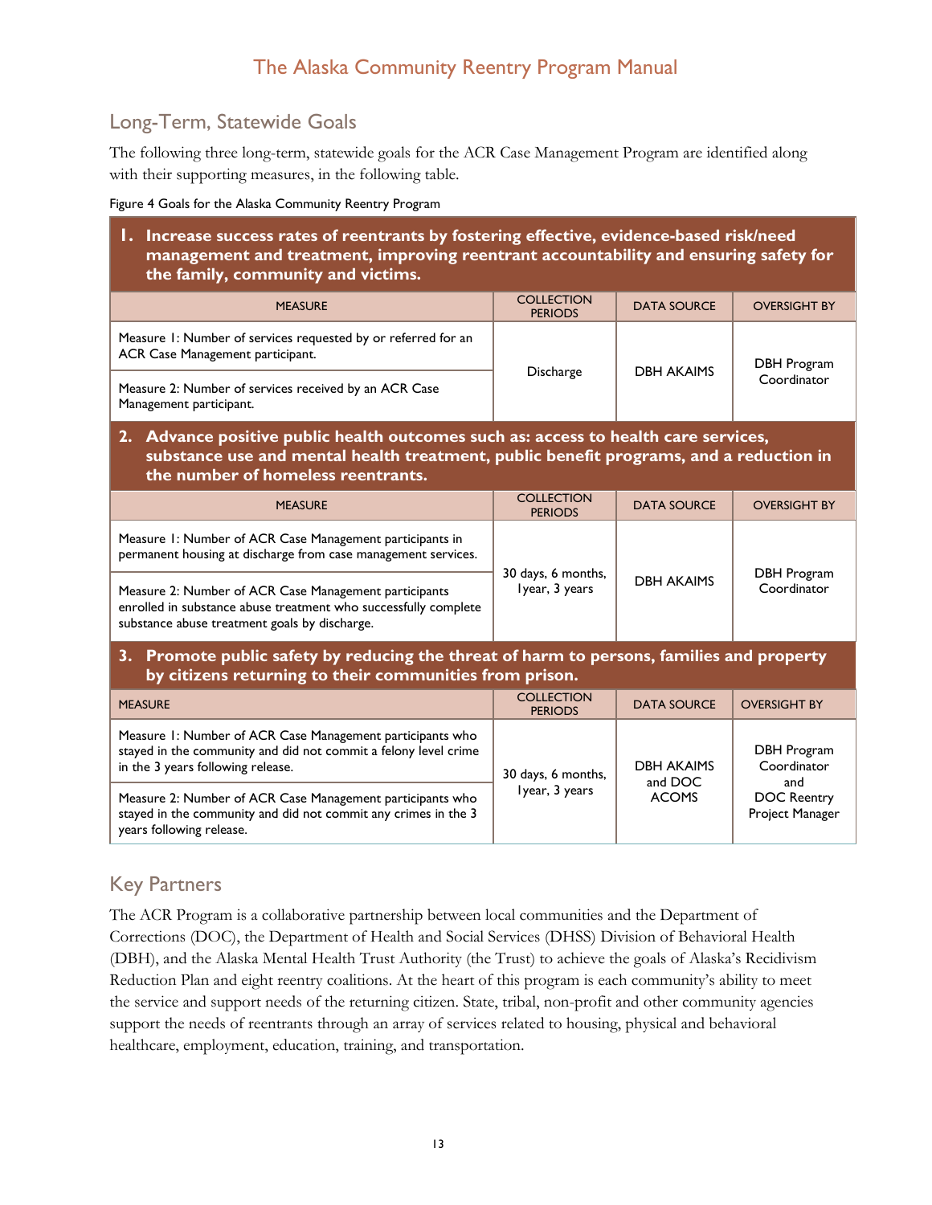## Long-Term, Statewide Goals

The following three long-term, statewide goals for the ACR Case Management Program are identified along with their supporting measures, in the following table.

Figure 4 Goals for the Alaska Community Reentry Program

| **1. Increase success rates of reentrants by fostering effective, evidence-based risk/need management and treatment, improving reentrant accountability and ensuring safety for the family, community and victims.** | | | |
|---|---|---|---|
| MEASURE | COLLECTION PERIODS | DATA SOURCE | OVERSIGHT BY |
| Measure 1: Number of services requested by or referred for an ACR Case Management participant. | Discharge | DBH AKAIMS | DBH Program Coordinator |
| Measure 2: Number of services received by an ACR Case Management participant. | | | |
| **2. Advance positive public health outcomes such as: access to health care services, substance use and mental health treatment, public benefit programs, and a reduction in the number of homeless reentrants.** | | | |
| MEASURE | COLLECTION PERIODS | DATA SOURCE | OVERSIGHT BY |
| Measure 1: Number of ACR Case Management participants in permanent housing at discharge from case management services. | 30 days, 6 months, 1year, 3 years | DBH AKAIMS | DBH Program Coordinator |
| Measure 2: Number of ACR Case Management participants enrolled in substance abuse treatment who successfully complete substance abuse treatment goals by discharge. | | | |
| **3. Promote public safety by reducing the threat of harm to persons, families and property by citizens returning to their communities from prison.** | | | |
| MEASURE | COLLECTION PERIODS | DATA SOURCE | OVERSIGHT BY |
| Measure 1: Number of ACR Case Management participants who stayed in the community and did not commit a felony level crime in the 3 years following release. | 30 days, 6 months, 1year, 3 years | DBH AKAIMS and DOC ACOMS | DBH Program Coordinator and DOC Reentry Project Manager |
| Measure 2: Number of ACR Case Management participants who stayed in the community and did not commit any crimes in the 3 years following release. | | | |

## Key Partners

The ACR Program is a collaborative partnership between local communities and the Department of Corrections (DOC), the Department of Health and Social Services (DHSS) Division of Behavioral Health (DBH), and the Alaska Mental Health Trust Authority (the Trust) to achieve the goals of Alaska's Recidivism Reduction Plan and eight reentry coalitions. At the heart of this program is each community's ability to meet the service and support needs of the returning citizen. State, tribal, non-profit and other community agencies support the needs of reentrants through an array of services related to housing, physical and behavioral healthcare, employment, education, training, and transportation.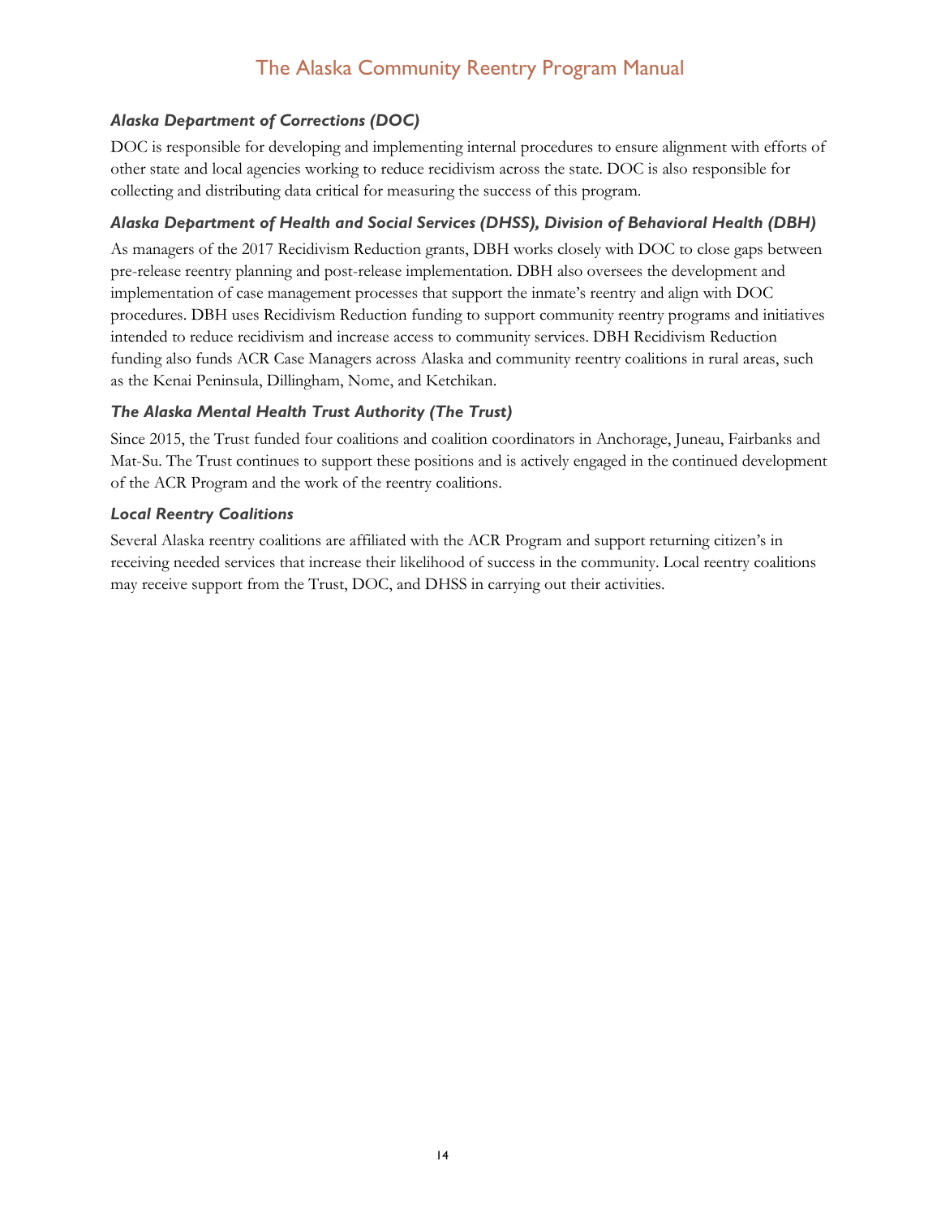### *Alaska Department of Corrections (DOC)*

DOC is responsible for developing and implementing internal procedures to ensure alignment with efforts of other state and local agencies working to reduce recidivism across the state. DOC is also responsible for collecting and distributing data critical for measuring the success of this program.

### *Alaska Department of Health and Social Services (DHSS), Division of Behavioral Health (DBH)*

As managers of the 2017 Recidivism Reduction grants, DBH works closely with DOC to close gaps between pre-release reentry planning and post-release implementation. DBH also oversees the development and implementation of case management processes that support the inmate's reentry and align with DOC procedures. DBH uses Recidivism Reduction funding to support community reentry programs and initiatives intended to reduce recidivism and increase access to community services. DBH Recidivism Reduction funding also funds ACR Case Managers across Alaska and community reentry coalitions in rural areas, such as the Kenai Peninsula, Dillingham, Nome, and Ketchikan.

### *The Alaska Mental Health Trust Authority (The Trust)*

Since 2015, the Trust funded four coalitions and coalition coordinators in Anchorage, Juneau, Fairbanks and Mat-Su. The Trust continues to support these positions and is actively engaged in the continued development of the ACR Program and the work of the reentry coalitions.

### *Local Reentry Coalitions*

Several Alaska reentry coalitions are affiliated with the ACR Program and support returning citizen's in receiving needed services that increase their likelihood of success in the community. Local reentry coalitions may receive support from the Trust, DOC, and DHSS in carrying out their activities.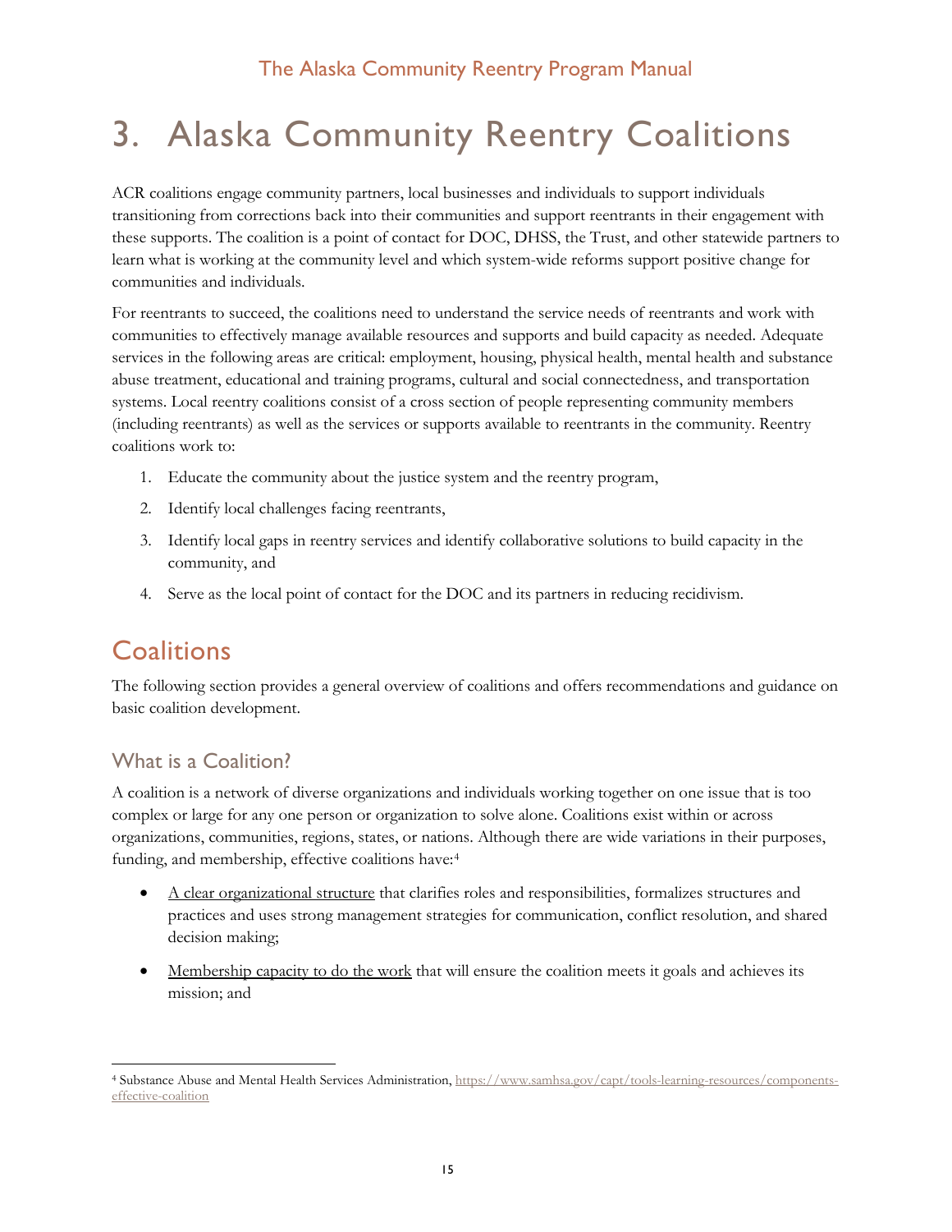# 3. Alaska Community Reentry Coalitions

ACR coalitions engage community partners, local businesses and individuals to support individuals transitioning from corrections back into their communities and support reentrants in their engagement with these supports. The coalition is a point of contact for DOC, DHSS, the Trust, and other statewide partners to learn what is working at the community level and which system-wide reforms support positive change for communities and individuals.

For reentrants to succeed, the coalitions need to understand the service needs of reentrants and work with communities to effectively manage available resources and supports and build capacity as needed. Adequate services in the following areas are critical: employment, housing, physical health, mental health and substance abuse treatment, educational and training programs, cultural and social connectedness, and transportation systems. Local reentry coalitions consist of a cross section of people representing community members (including reentrants) as well as the services or supports available to reentrants in the community. Reentry coalitions work to:

1. Educate the community about the justice system and the reentry program,
2. Identify local challenges facing reentrants,
3. Identify local gaps in reentry services and identify collaborative solutions to build capacity in the community, and
4. Serve as the local point of contact for the DOC and its partners in reducing recidivism.

## Coalitions

The following section provides a general overview of coalitions and offers recommendations and guidance on basic coalition development.

### What is a Coalition?

A coalition is a network of diverse organizations and individuals working together on one issue that is too complex or large for any one person or organization to solve alone. Coalitions exist within or across organizations, communities, regions, states, or nations. Although there are wide variations in their purposes, funding, and membership, effective coalitions have:[4]

- A clear organizational structure that clarifies roles and responsibilities, formalizes structures and practices and uses strong management strategies for communication, conflict resolution, and shared decision making;
- Membership capacity to do the work that will ensure the coalition meets it goals and achieves its mission; and

[4] Substance Abuse and Mental Health Services Administration, https://www.samhsa.gov/capt/tools-learning-resources/components-effective-coalition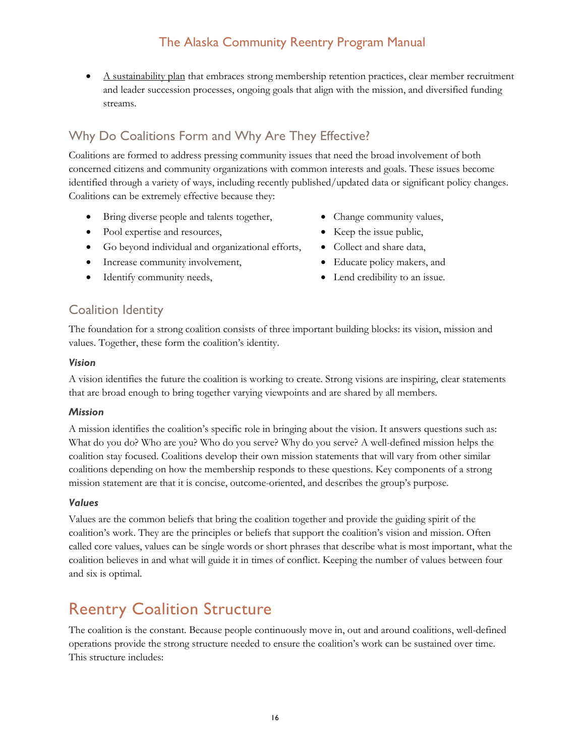- A sustainability plan that embraces strong membership retention practices, clear member recruitment and leader succession processes, ongoing goals that align with the mission, and diversified funding streams.

## Why Do Coalitions Form and Why Are They Effective?

Coalitions are formed to address pressing community issues that need the broad involvement of both concerned citizens and community organizations with common interests and goals. These issues become identified through a variety of ways, including recently published/updated data or significant policy changes. Coalitions can be extremely effective because they:

- Bring diverse people and talents together,
- Pool expertise and resources,
- Go beyond individual and organizational efforts,
- Increase community involvement,
- Identify community needs,
- Change community values,
- Keep the issue public,
- Collect and share data,
- Educate policy makers, and
- Lend credibility to an issue.

## Coalition Identity

The foundation for a strong coalition consists of three important building blocks: its vision, mission and values. Together, these form the coalition's identity.

### *Vision*

A vision identifies the future the coalition is working to create. Strong visions are inspiring, clear statements that are broad enough to bring together varying viewpoints and are shared by all members.

### *Mission*

A mission identifies the coalition's specific role in bringing about the vision. It answers questions such as: What do you do? Who are you? Who do you serve? Why do you serve? A well-defined mission helps the coalition stay focused. Coalitions develop their own mission statements that will vary from other similar coalitions depending on how the membership responds to these questions. Key components of a strong mission statement are that it is concise, outcome-oriented, and describes the group's purpose.

### *Values*

Values are the common beliefs that bring the coalition together and provide the guiding spirit of the coalition's work. They are the principles or beliefs that support the coalition's vision and mission. Often called core values, values can be single words or short phrases that describe what is most important, what the coalition believes in and what will guide it in times of conflict. Keeping the number of values between four and six is optimal.

# Reentry Coalition Structure

The coalition is the constant. Because people continuously move in, out and around coalitions, well-defined operations provide the strong structure needed to ensure the coalition's work can be sustained over time. This structure includes: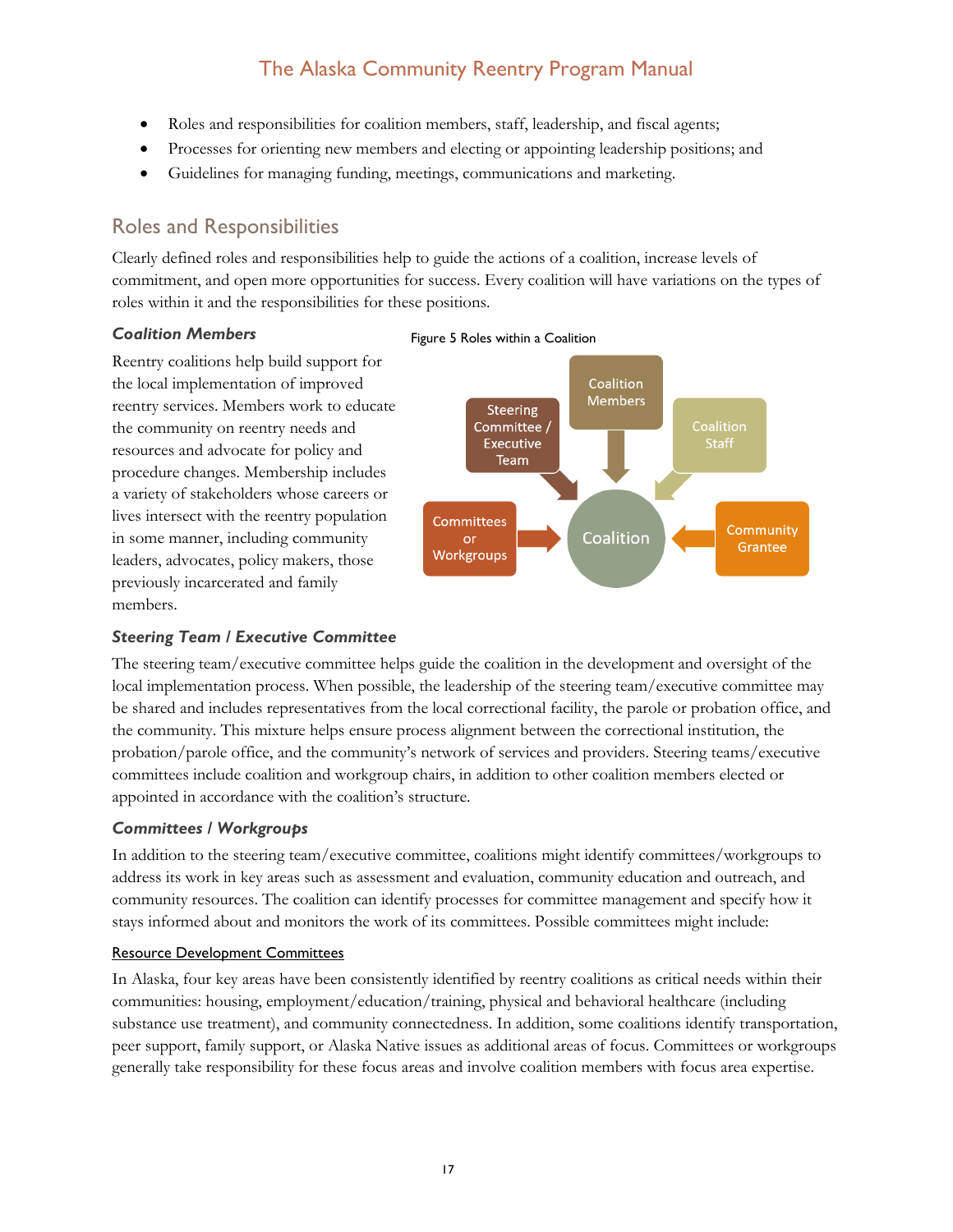- Roles and responsibilities for coalition members, staff, leadership, and fiscal agents;
- Processes for orienting new members and electing or appointing leadership positions; and
- Guidelines for managing funding, meetings, communications and marketing.

## Roles and Responsibilities

Clearly defined roles and responsibilities help to guide the actions of a coalition, increase levels of commitment, and open more opportunities for success. Every coalition will have variations on the types of roles within it and the responsibilities for these positions.

### *Coalition Members*

Reentry coalitions help build support for the local implementation of improved reentry services. Members work to educate the community on reentry needs and resources and advocate for policy and procedure changes. Membership includes a variety of stakeholders whose careers or lives intersect with the reentry population in some manner, including community leaders, advocates, policy makers, those previously incarcerated and family members.

Figure 5 Roles within a Coalition

Coalition Members

Steering Committee / Executive Team

Coalition Staff

Committees or Workgroups

Coalition

Community Grantee

### *Steering Team / Executive Committee*

The steering team/executive committee helps guide the coalition in the development and oversight of the local implementation process. When possible, the leadership of the steering team/executive committee may be shared and includes representatives from the local correctional facility, the parole or probation office, and the community. This mixture helps ensure process alignment between the correctional institution, the probation/parole office, and the community's network of services and providers. Steering teams/executive committees include coalition and workgroup chairs, in addition to other coalition members elected or appointed in accordance with the coalition's structure.

### *Committees / Workgroups*

In addition to the steering team/executive committee, coalitions might identify committees/workgroups to address its work in key areas such as assessment and evaluation, community education and outreach, and community resources. The coalition can identify processes for committee management and specify how it stays informed about and monitors the work of its committees. Possible committees might include:

Resource Development Committees

In Alaska, four key areas have been consistently identified by reentry coalitions as critical needs within their communities: housing, employment/education/training, physical and behavioral healthcare (including substance use treatment), and community connectedness. In addition, some coalitions identify transportation, peer support, family support, or Alaska Native issues as additional areas of focus. Committees or workgroups generally take responsibility for these focus areas and involve coalition members with focus area expertise.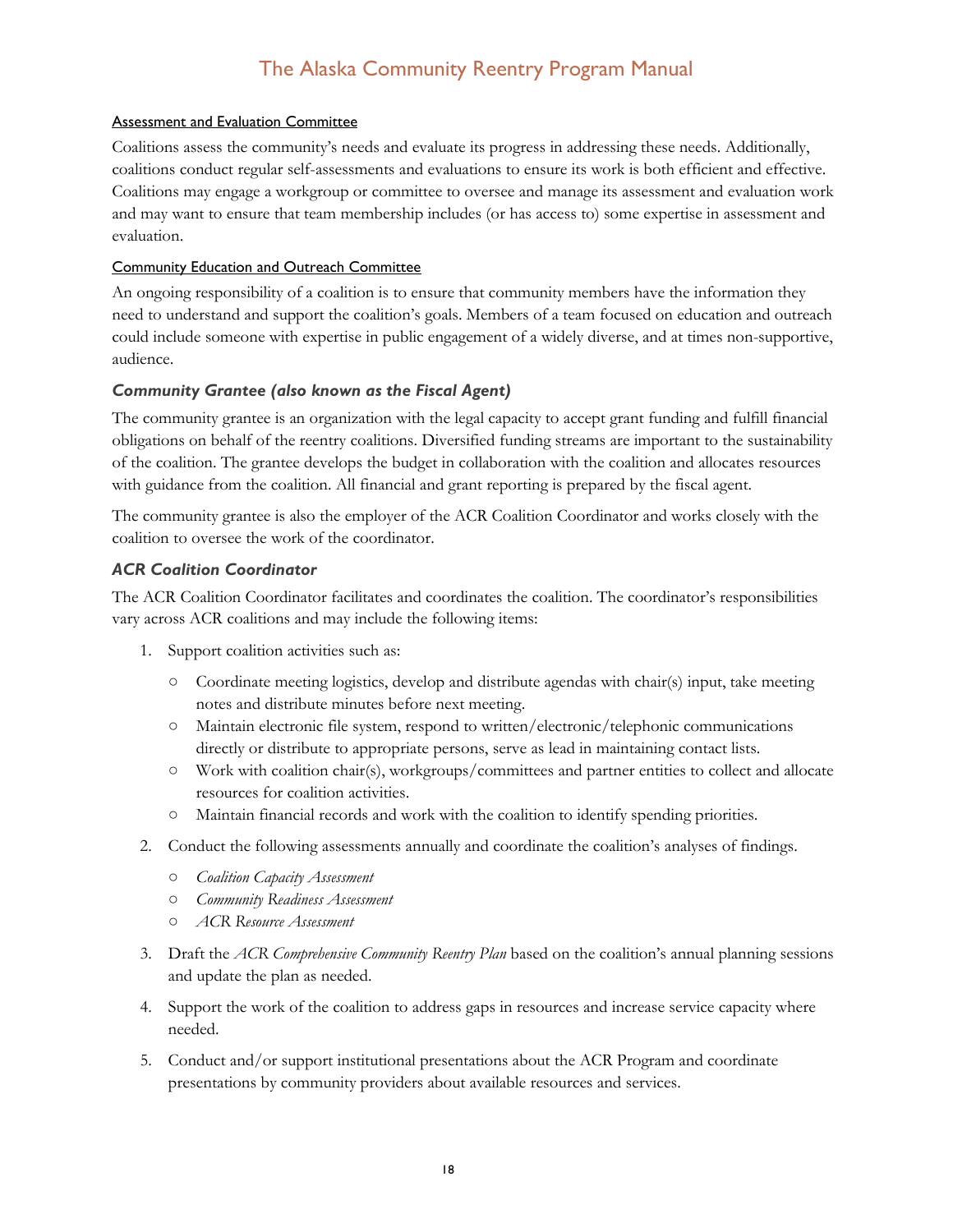#### Assessment and Evaluation Committee

Coalitions assess the community's needs and evaluate its progress in addressing these needs. Additionally, coalitions conduct regular self-assessments and evaluations to ensure its work is both efficient and effective. Coalitions may engage a workgroup or committee to oversee and manage its assessment and evaluation work and may want to ensure that team membership includes (or has access to) some expertise in assessment and evaluation.

#### Community Education and Outreach Committee

An ongoing responsibility of a coalition is to ensure that community members have the information they need to understand and support the coalition's goals. Members of a team focused on education and outreach could include someone with expertise in public engagement of a widely diverse, and at times non-supportive, audience.

### *Community Grantee (also known as the Fiscal Agent)*

The community grantee is an organization with the legal capacity to accept grant funding and fulfill financial obligations on behalf of the reentry coalitions. Diversified funding streams are important to the sustainability of the coalition. The grantee develops the budget in collaboration with the coalition and allocates resources with guidance from the coalition. All financial and grant reporting is prepared by the fiscal agent.

The community grantee is also the employer of the ACR Coalition Coordinator and works closely with the coalition to oversee the work of the coordinator.

### *ACR Coalition Coordinator*

The ACR Coalition Coordinator facilitates and coordinates the coalition. The coordinator's responsibilities vary across ACR coalitions and may include the following items:

1. Support coalition activities such as:
   - Coordinate meeting logistics, develop and distribute agendas with chair(s) input, take meeting notes and distribute minutes before next meeting.
   - Maintain electronic file system, respond to written/electronic/telephonic communications directly or distribute to appropriate persons, serve as lead in maintaining contact lists.
   - Work with coalition chair(s), workgroups/committees and partner entities to collect and allocate resources for coalition activities.
   - Maintain financial records and work with the coalition to identify spending priorities.
2. Conduct the following assessments annually and coordinate the coalition's analyses of findings.
   - *Coalition Capacity Assessment*
   - *Community Readiness Assessment*
   - *ACR Resource Assessment*
3. Draft the *ACR Comprehensive Community Reentry Plan* based on the coalition's annual planning sessions and update the plan as needed.
4. Support the work of the coalition to address gaps in resources and increase service capacity where needed.
5. Conduct and/or support institutional presentations about the ACR Program and coordinate presentations by community providers about available resources and services.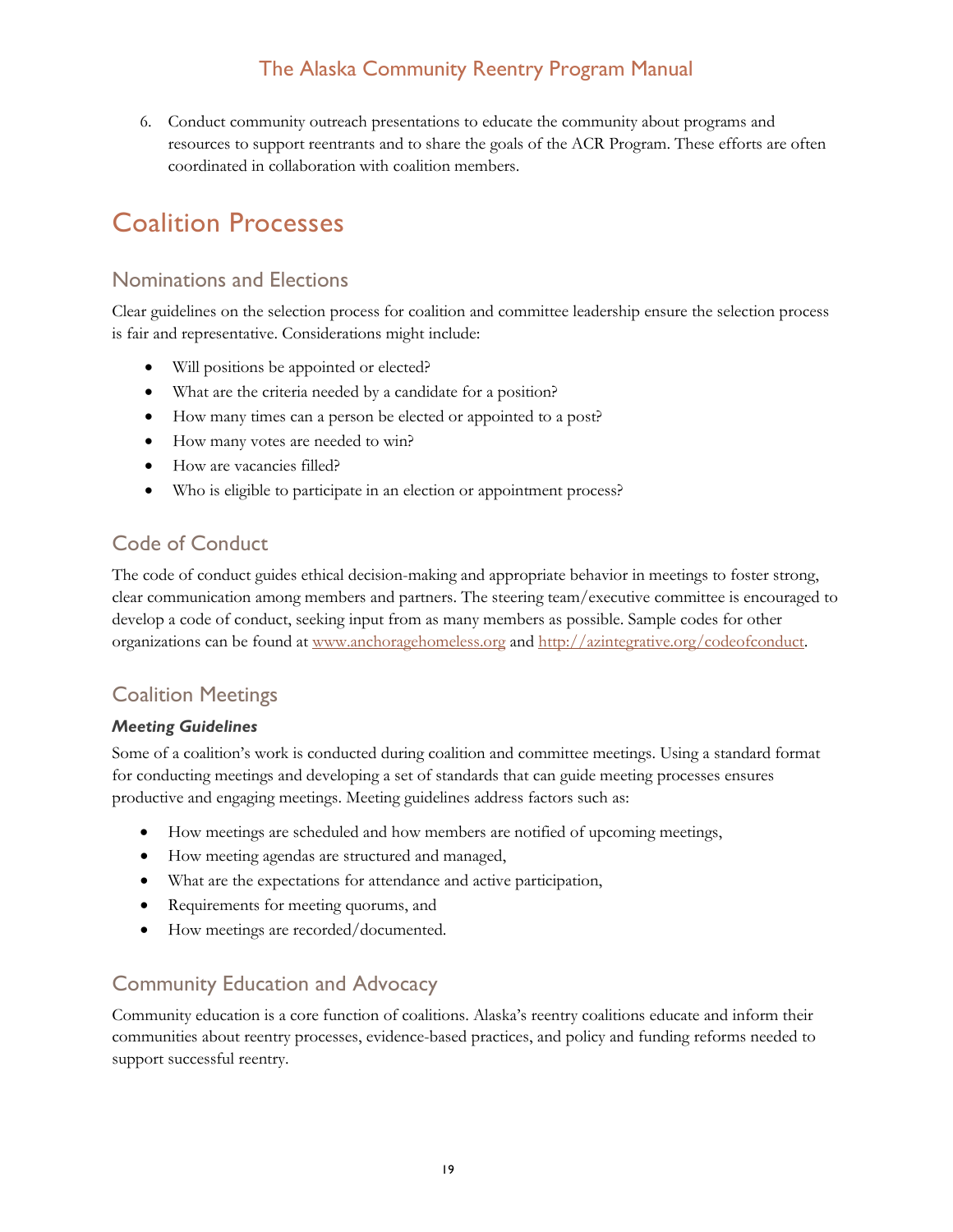6. Conduct community outreach presentations to educate the community about programs and resources to support reentrants and to share the goals of the ACR Program. These efforts are often coordinated in collaboration with coalition members.

# Coalition Processes

## Nominations and Elections

Clear guidelines on the selection process for coalition and committee leadership ensure the selection process is fair and representative. Considerations might include:

- Will positions be appointed or elected?
- What are the criteria needed by a candidate for a position?
- How many times can a person be elected or appointed to a post?
- How many votes are needed to win?
- How are vacancies filled?
- Who is eligible to participate in an election or appointment process?

## Code of Conduct

The code of conduct guides ethical decision-making and appropriate behavior in meetings to foster strong, clear communication among members and partners. The steering team/executive committee is encouraged to develop a code of conduct, seeking input from as many members as possible. Sample codes for other organizations can be found at [www.anchoragehomeless.org](www.anchoragehomeless.org) and [http://azintegrative.org/codeofconduct](http://azintegrative.org/codeofconduct).

## Coalition Meetings

### *Meeting Guidelines*

Some of a coalition's work is conducted during coalition and committee meetings. Using a standard format for conducting meetings and developing a set of standards that can guide meeting processes ensures productive and engaging meetings. Meeting guidelines address factors such as:

- How meetings are scheduled and how members are notified of upcoming meetings,
- How meeting agendas are structured and managed,
- What are the expectations for attendance and active participation,
- Requirements for meeting quorums, and
- How meetings are recorded/documented.

## Community Education and Advocacy

Community education is a core function of coalitions. Alaska's reentry coalitions educate and inform their communities about reentry processes, evidence-based practices, and policy and funding reforms needed to support successful reentry.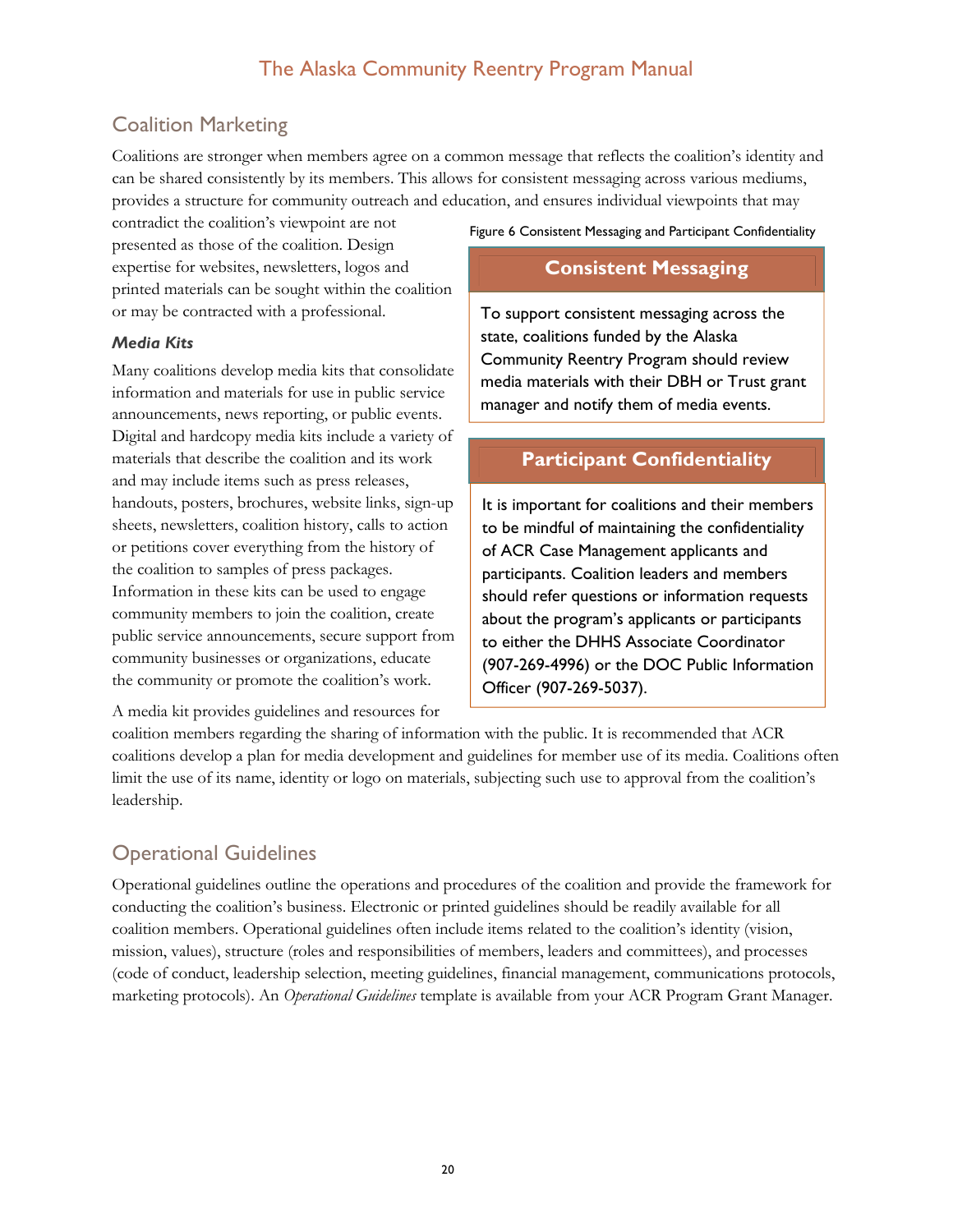## Coalition Marketing

Coalitions are stronger when members agree on a common message that reflects the coalition's identity and can be shared consistently by its members. This allows for consistent messaging across various mediums, provides a structure for community outreach and education, and ensures individual viewpoints that may contradict the coalition's viewpoint are not presented as those of the coalition. Design expertise for websites, newsletters, logos and printed materials can be sought within the coalition or may be contracted with a professional.

### *Media Kits*

Many coalitions develop media kits that consolidate information and materials for use in public service announcements, news reporting, or public events. Digital and hardcopy media kits include a variety of materials that describe the coalition and its work and may include items such as press releases, handouts, posters, brochures, website links, sign-up sheets, newsletters, coalition history, calls to action or petitions cover everything from the history of the coalition to samples of press packages. Information in these kits can be used to engage community members to join the coalition, create public service announcements, secure support from community businesses or organizations, educate the community or promote the coalition's work.

A media kit provides guidelines and resources for coalition members regarding the sharing of information with the public. It is recommended that ACR coalitions develop a plan for media development and guidelines for member use of its media. Coalitions often limit the use of its name, identity or logo on materials, subjecting such use to approval from the coalition's leadership.

Figure 6 Consistent Messaging and Participant Confidentiality

**Consistent Messaging**

To support consistent messaging across the state, coalitions funded by the Alaska Community Reentry Program should review media materials with their DBH or Trust grant manager and notify them of media events.

**Participant Confidentiality**

It is important for coalitions and their members to be mindful of maintaining the confidentiality of ACR Case Management applicants and participants. Coalition leaders and members should refer questions or information requests about the program's applicants or participants to either the DHHS Associate Coordinator (907-269-4996) or the DOC Public Information Officer (907-269-5037).

## Operational Guidelines

Operational guidelines outline the operations and procedures of the coalition and provide the framework for conducting the coalition's business. Electronic or printed guidelines should be readily available for all coalition members. Operational guidelines often include items related to the coalition's identity (vision, mission, values), structure (roles and responsibilities of members, leaders and committees), and processes (code of conduct, leadership selection, meeting guidelines, financial management, communications protocols, marketing protocols). An *Operational Guidelines* template is available from your ACR Program Grant Manager.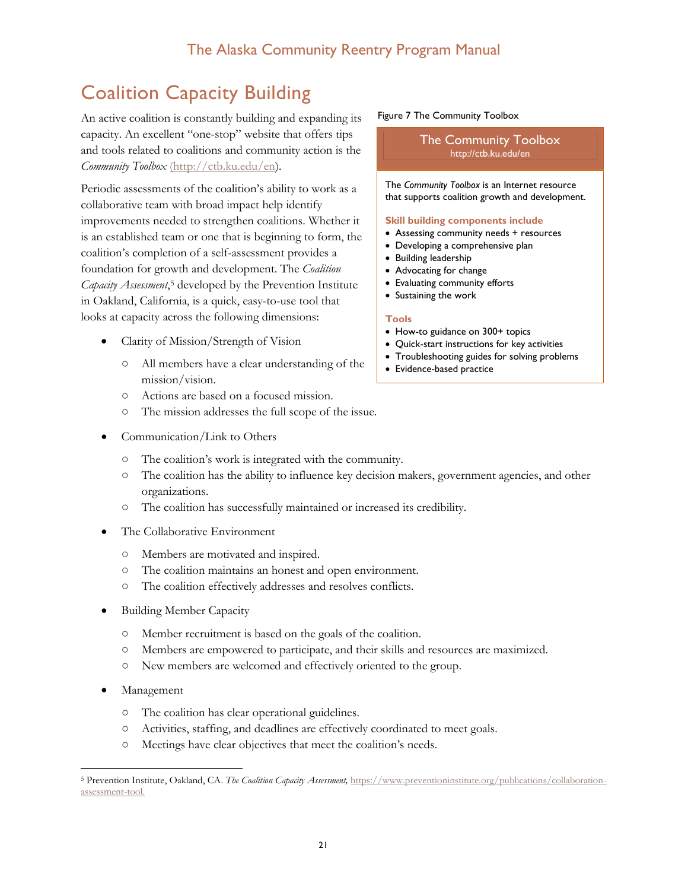## Coalition Capacity Building

An active coalition is constantly building and expanding its capacity. An excellent "one-stop" website that offers tips and tools related to coalitions and community action is the *Community Toolbox* (http://ctb.ku.edu/en).

Periodic assessments of the coalition's ability to work as a collaborative team with broad impact help identify improvements needed to strengthen coalitions. Whether it is an established team or one that is beginning to form, the coalition's completion of a self-assessment provides a foundation for growth and development. The *Coalition Capacity Assessment*,[5] developed by the Prevention Institute in Oakland, California, is a quick, easy-to-use tool that looks at capacity across the following dimensions:

- Clarity of Mission/Strength of Vision
  - All members have a clear understanding of the mission/vision.
  - Actions are based on a focused mission.
  - The mission addresses the full scope of the issue.
- Communication/Link to Others
  - The coalition's work is integrated with the community.
  - The coalition has the ability to influence key decision makers, government agencies, and other organizations.
  - The coalition has successfully maintained or increased its credibility.
- The Collaborative Environment
  - Members are motivated and inspired.
  - The coalition maintains an honest and open environment.
  - The coalition effectively addresses and resolves conflicts.
- Building Member Capacity
  - Member recruitment is based on the goals of the coalition.
  - Members are empowered to participate, and their skills and resources are maximized.
  - New members are welcomed and effectively oriented to the group.
- Management
  - The coalition has clear operational guidelines.
  - Activities, staffing, and deadlines are effectively coordinated to meet goals.
  - Meetings have clear objectives that meet the coalition's needs.

Figure 7 The Community Toolbox

**The Community Toolbox**
http://ctb.ku.edu/en

The *Community Toolbox* is an Internet resource that supports coalition growth and development.

**Skill building components include**

- Assessing community needs + resources
- Developing a comprehensive plan
- Building leadership
- Advocating for change
- Evaluating community efforts
- Sustaining the work

**Tools**

- How-to guidance on 300+ topics
- Quick-start instructions for key activities
- Troubleshooting guides for solving problems
- Evidence-based practice

---

[5] Prevention Institute, Oakland, CA. *The Coalition Capacity Assessment,* https://www.preventioninstitute.org/publications/collaboration-assessment-tool.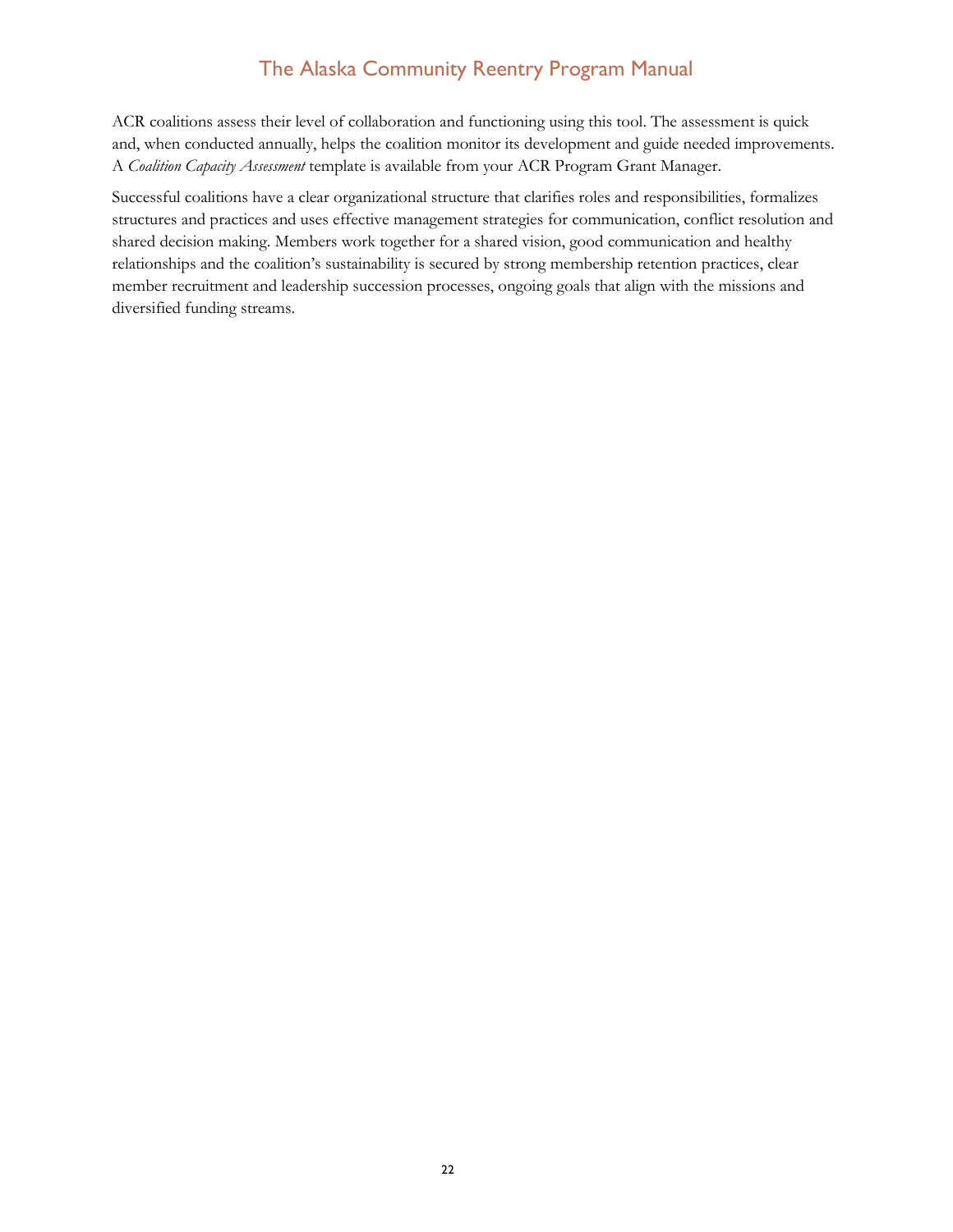ACR coalitions assess their level of collaboration and functioning using this tool. The assessment is quick and, when conducted annually, helps the coalition monitor its development and guide needed improvements. A *Coalition Capacity Assessment* template is available from your ACR Program Grant Manager.

Successful coalitions have a clear organizational structure that clarifies roles and responsibilities, formalizes structures and practices and uses effective management strategies for communication, conflict resolution and shared decision making. Members work together for a shared vision, good communication and healthy relationships and the coalition's sustainability is secured by strong membership retention practices, clear member recruitment and leadership succession processes, ongoing goals that align with the missions and diversified funding streams.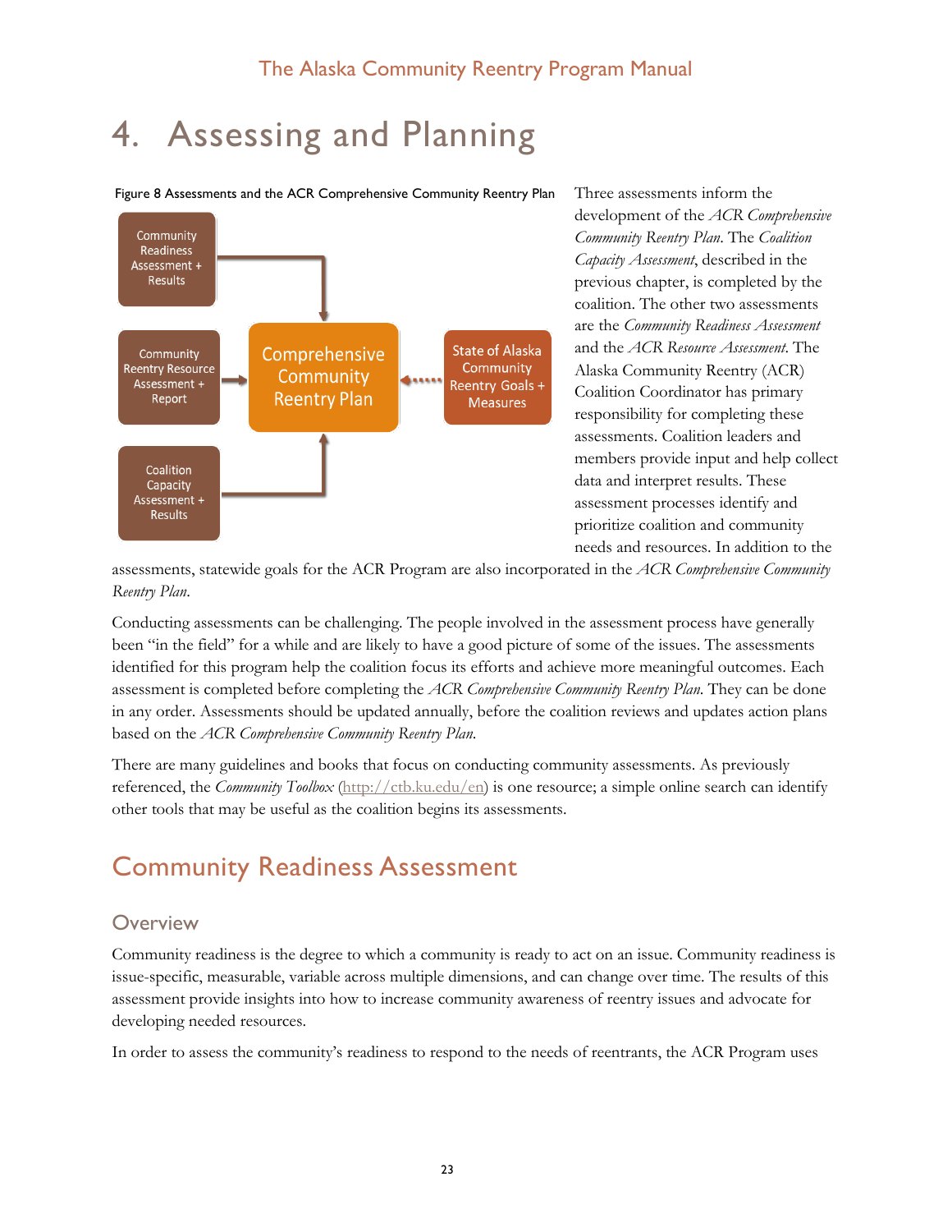# 4. Assessing and Planning

Figure 8 Assessments and the ACR Comprehensive Community Reentry Plan

Community Readiness Assessment + Results

Community Reentry Resource Assessment + Report

Coalition Capacity Assessment + Results

Comprehensive Community Reentry Plan

State of Alaska Community Reentry Goals + Measures

Three assessments inform the development of the *ACR Comprehensive Community Reentry Plan*. The *Coalition Capacity Assessment*, described in the previous chapter, is completed by the coalition. The other two assessments are the *Community Readiness Assessment* and the *ACR Resource Assessment*. The Alaska Community Reentry (ACR) Coalition Coordinator has primary responsibility for completing these assessments. Coalition leaders and members provide input and help collect data and interpret results. These assessment processes identify and prioritize coalition and community needs and resources. In addition to the assessments, statewide goals for the ACR Program are also incorporated in the *ACR Comprehensive Community Reentry Plan*.

Conducting assessments can be challenging. The people involved in the assessment process have generally been "in the field" for a while and are likely to have a good picture of some of the issues. The assessments identified for this program help the coalition focus its efforts and achieve more meaningful outcomes. Each assessment is completed before completing the *ACR Comprehensive Community Reentry Plan*. They can be done in any order. Assessments should be updated annually, before the coalition reviews and updates action plans based on the *ACR Comprehensive Community Reentry Plan*.

There are many guidelines and books that focus on conducting community assessments. As previously referenced, the *Community Toolbox* (http://ctb.ku.edu/en) is one resource; a simple online search can identify other tools that may be useful as the coalition begins its assessments.

## Community Readiness Assessment

### Overview

Community readiness is the degree to which a community is ready to act on an issue. Community readiness is issue-specific, measurable, variable across multiple dimensions, and can change over time. The results of this assessment provide insights into how to increase community awareness of reentry issues and advocate for developing needed resources.

In order to assess the community's readiness to respond to the needs of reentrants, the ACR Program uses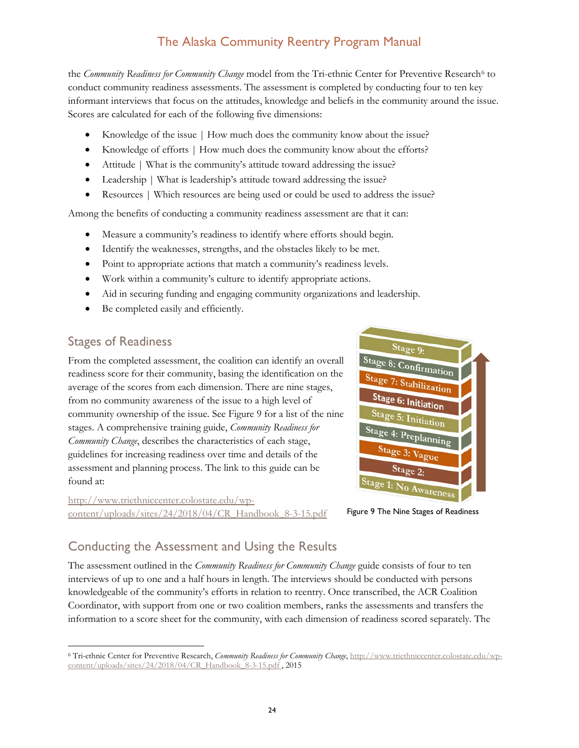the *Community Readiness for Community Change* model from the Tri-ethnic Center for Preventive Research[6] to conduct community readiness assessments. The assessment is completed by conducting four to ten key informant interviews that focus on the attitudes, knowledge and beliefs in the community around the issue. Scores are calculated for each of the following five dimensions:

- Knowledge of the issue | How much does the community know about the issue?
- Knowledge of efforts | How much does the community know about the efforts?
- Attitude | What is the community's attitude toward addressing the issue?
- Leadership | What is leadership's attitude toward addressing the issue?
- Resources | Which resources are being used or could be used to address the issue?

Among the benefits of conducting a community readiness assessment are that it can:

- Measure a community's readiness to identify where efforts should begin.
- Identify the weaknesses, strengths, and the obstacles likely to be met.
- Point to appropriate actions that match a community's readiness levels.
- Work within a community's culture to identify appropriate actions.
- Aid in securing funding and engaging community organizations and leadership.
- Be completed easily and efficiently.

## Stages of Readiness

From the completed assessment, the coalition can identify an overall readiness score for their community, basing the identification on the average of the scores from each dimension. There are nine stages, from no community awareness of the issue to a high level of community ownership of the issue. See Figure 9 for a list of the nine stages. A comprehensive training guide, *Community Readiness for Community Change*, describes the characteristics of each stage, guidelines for increasing readiness over time and details of the assessment and planning process. The link to this guide can be found at:

http://www.triethniccenter.colostate.edu/wp-content/uploads/sites/24/2018/04/CR_Handbook_8-3-15.pdf

Stage 9:
Stage 8: Confirmation
Stage 7: Stabilization
Stage 6: Initiation
Stage 5: Initiation
Stage 4: Preplanning
Stage 3: Vague
Stage 2:
Stage 1: No Awareness

Figure 9 The Nine Stages of Readiness

## Conducting the Assessment and Using the Results

The assessment outlined in the *Community Readiness for Community Change* guide consists of four to ten interviews of up to one and a half hours in length. The interviews should be conducted with persons knowledgeable of the community's efforts in relation to reentry. Once transcribed, the ACR Coalition Coordinator, with support from one or two coalition members, ranks the assessments and transfers the information to a score sheet for the community, with each dimension of readiness scored separately. The

[6] Tri-ethnic Center for Preventive Research, *Community Readiness for Community Change*, http://www.triethniccenter.colostate.edu/wp-content/uploads/sites/24/2018/04/CR_Handbook_8-3-15.pdf , 2015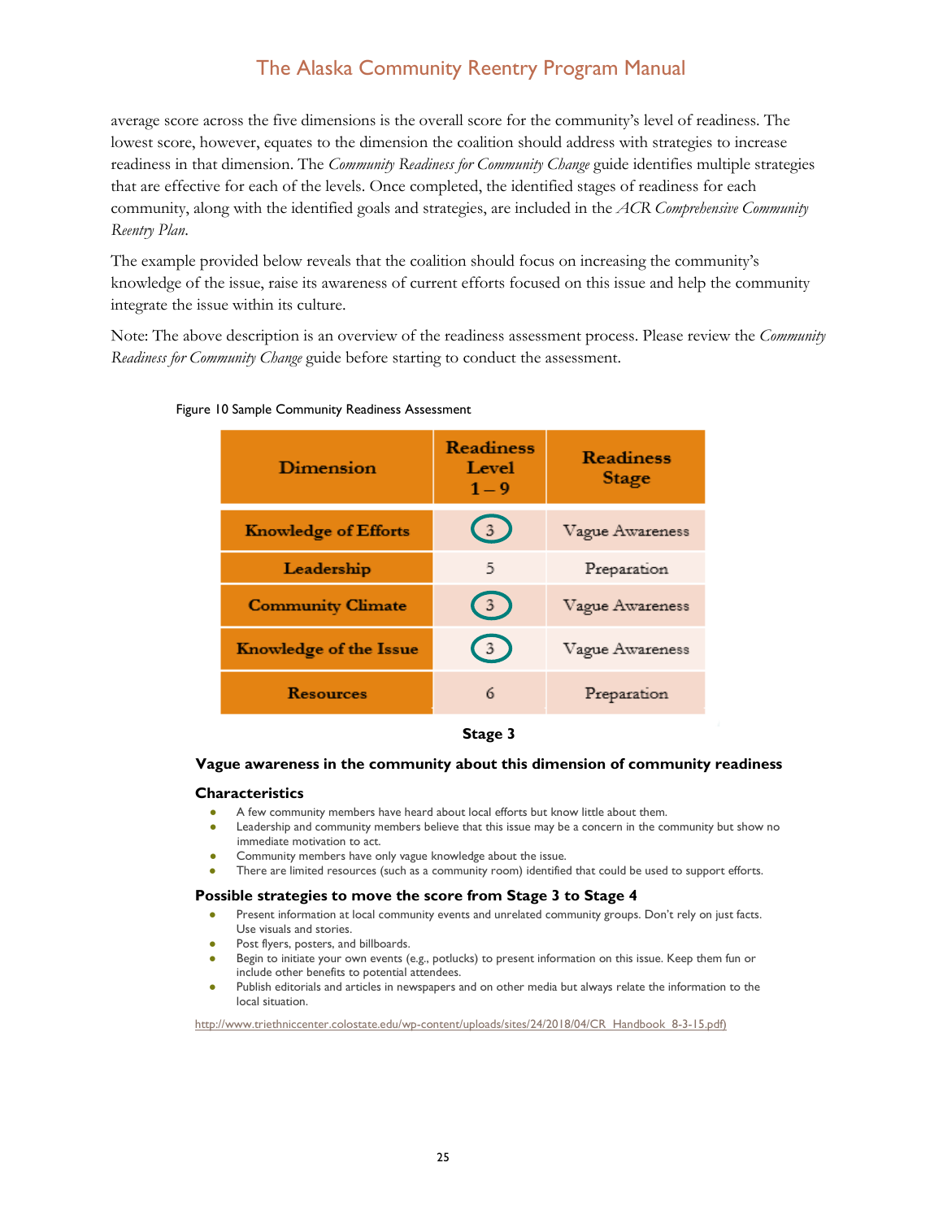average score across the five dimensions is the overall score for the community's level of readiness. The lowest score, however, equates to the dimension the coalition should address with strategies to increase readiness in that dimension. The *Community Readiness for Community Change* guide identifies multiple strategies that are effective for each of the levels. Once completed, the identified stages of readiness for each community, along with the identified goals and strategies, are included in the *ACR Comprehensive Community Reentry Plan*.

The example provided below reveals that the coalition should focus on increasing the community's knowledge of the issue, raise its awareness of current efforts focused on this issue and help the community integrate the issue within its culture.

Note: The above description is an overview of the readiness assessment process. Please review the *Community Readiness for Community Change* guide before starting to conduct the assessment.

Figure 10 Sample Community Readiness Assessment

| Dimension | Readiness Level 1 – 9 | Readiness Stage |
|---|---|---|
| Knowledge of Efforts | 3 | Vague Awareness |
| Leadership | 5 | Preparation |
| Community Climate | 3 | Vague Awareness |
| Knowledge of the Issue | 3 | Vague Awareness |
| Resources | 6 | Preparation |

**Stage 3**

**Vague awareness in the community about this dimension of community readiness**

**Characteristics**

- A few community members have heard about local efforts but know little about them.
- Leadership and community members believe that this issue may be a concern in the community but show no immediate motivation to act.
- Community members have only vague knowledge about the issue.
- There are limited resources (such as a community room) identified that could be used to support efforts.

**Possible strategies to move the score from Stage 3 to Stage 4**

- Present information at local community events and unrelated community groups. Don't rely on just facts. Use visuals and stories.
- Post flyers, posters, and billboards.
- Begin to initiate your own events (e.g., potlucks) to present information on this issue. Keep them fun or include other benefits to potential attendees.
- Publish editorials and articles in newspapers and on other media but always relate the information to the local situation.

http://www.triethniccenter.colostate.edu/wp-content/uploads/sites/24/2018/04/CR_Handbook_8-3-15.pdf)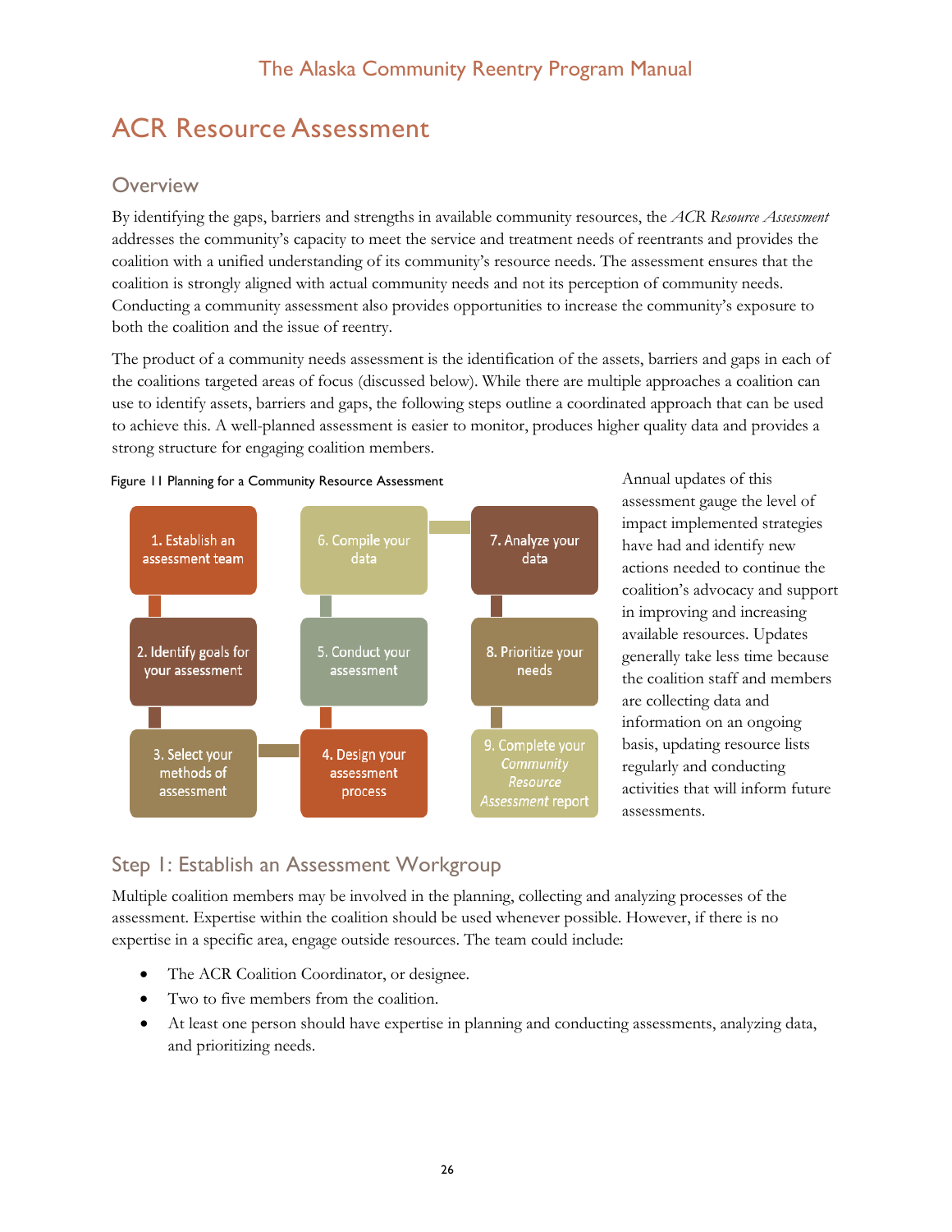# ACR Resource Assessment

## Overview

By identifying the gaps, barriers and strengths in available community resources, the *ACR Resource Assessment* addresses the community's capacity to meet the service and treatment needs of reentrants and provides the coalition with a unified understanding of its community's resource needs. The assessment ensures that the coalition is strongly aligned with actual community needs and not its perception of community needs. Conducting a community assessment also provides opportunities to increase the community's exposure to both the coalition and the issue of reentry.

The product of a community needs assessment is the identification of the assets, barriers and gaps in each of the coalitions targeted areas of focus (discussed below). While there are multiple approaches a coalition can use to identify assets, barriers and gaps, the following steps outline a coordinated approach that can be used to achieve this. A well-planned assessment is easier to monitor, produces higher quality data and provides a strong structure for engaging coalition members.

Figure 11 Planning for a Community Resource Assessment

1. Establish an assessment team
2. Identify goals for your assessment
3. Select your methods of assessment
4. Design your assessment process
5. Conduct your assessment
6. Compile your data
7. Analyze your data
8. Prioritize your needs
9. Complete your *Community Resource Assessment* report

Annual updates of this assessment gauge the level of impact implemented strategies have had and identify new actions needed to continue the coalition's advocacy and support in improving and increasing available resources. Updates generally take less time because the coalition staff and members are collecting data and information on an ongoing basis, updating resource lists regularly and conducting activities that will inform future assessments.

## Step 1: Establish an Assessment Workgroup

Multiple coalition members may be involved in the planning, collecting and analyzing processes of the assessment. Expertise within the coalition should be used whenever possible. However, if there is no expertise in a specific area, engage outside resources. The team could include:

- The ACR Coalition Coordinator, or designee.
- Two to five members from the coalition.
- At least one person should have expertise in planning and conducting assessments, analyzing data, and prioritizing needs.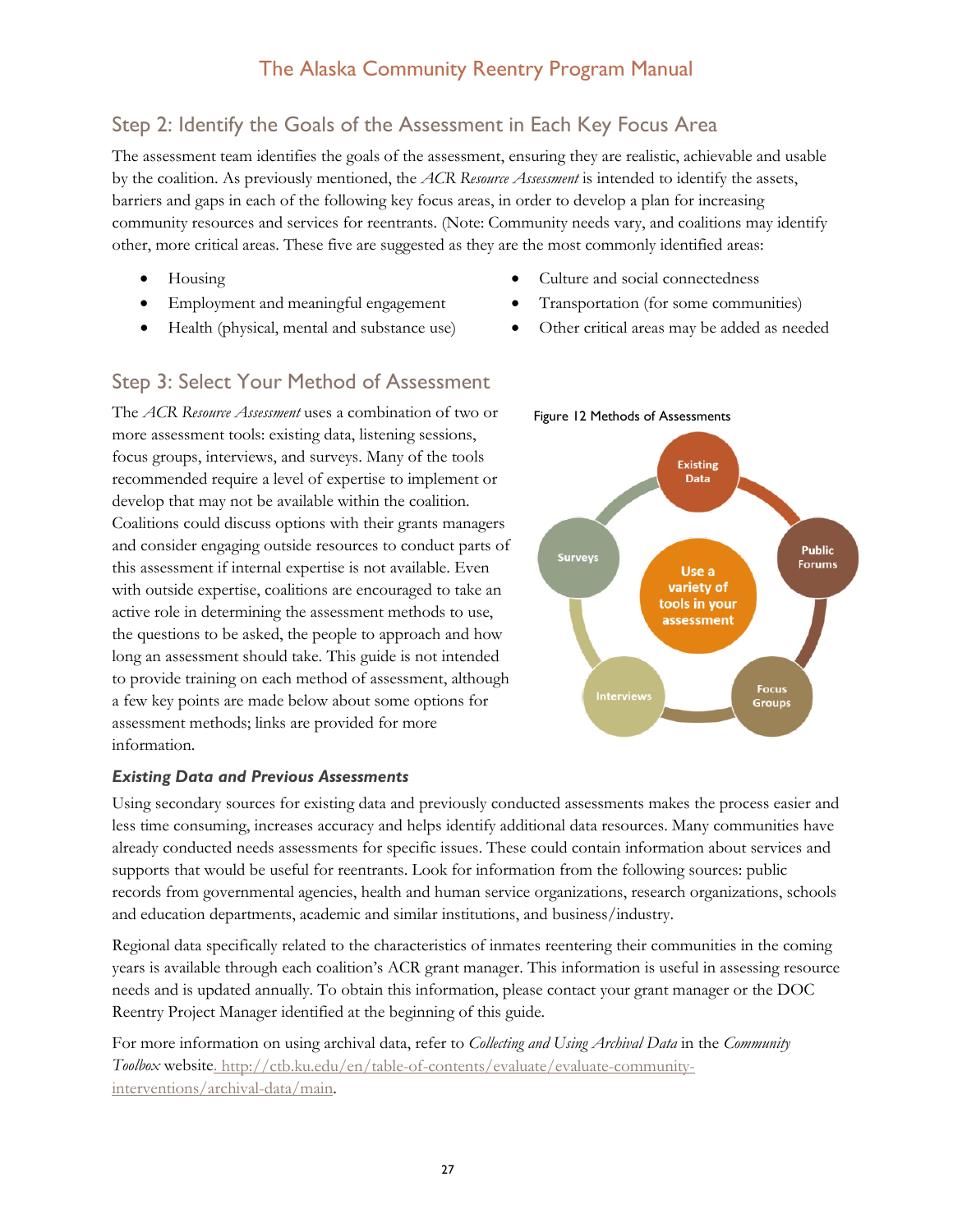## Step 2: Identify the Goals of the Assessment in Each Key Focus Area

The assessment team identifies the goals of the assessment, ensuring they are realistic, achievable and usable by the coalition. As previously mentioned, the *ACR Resource Assessment* is intended to identify the assets, barriers and gaps in each of the following key focus areas, in order to develop a plan for increasing community resources and services for reentrants. (Note: Community needs vary, and coalitions may identify other, more critical areas. These five are suggested as they are the most commonly identified areas:

- Housing
- Employment and meaningful engagement
- Health (physical, mental and substance use)
- Culture and social connectedness
- Transportation (for some communities)
- Other critical areas may be added as needed

## Step 3: Select Your Method of Assessment

The *ACR Resource Assessment* uses a combination of two or more assessment tools: existing data, listening sessions, focus groups, interviews, and surveys. Many of the tools recommended require a level of expertise to implement or develop that may not be available within the coalition. Coalitions could discuss options with their grants managers and consider engaging outside resources to conduct parts of this assessment if internal expertise is not available. Even with outside expertise, coalitions are encouraged to take an active role in determining the assessment methods to use, the questions to be asked, the people to approach and how long an assessment should take. This guide is not intended to provide training on each method of assessment, although a few key points are made below about some options for assessment methods; links are provided for more information.

Figure 12 Methods of Assessments

Use a variety of tools in your assessment: Existing Data, Public Forums, Focus Groups, Interviews, Surveys

### *Existing Data and Previous Assessments*

Using secondary sources for existing data and previously conducted assessments makes the process easier and less time consuming, increases accuracy and helps identify additional data resources. Many communities have already conducted needs assessments for specific issues. These could contain information about services and supports that would be useful for reentrants. Look for information from the following sources: public records from governmental agencies, health and human service organizations, research organizations, schools and education departments, academic and similar institutions, and business/industry.

Regional data specifically related to the characteristics of inmates reentering their communities in the coming years is available through each coalition's ACR grant manager. This information is useful in assessing resource needs and is updated annually. To obtain this information, please contact your grant manager or the DOC Reentry Project Manager identified at the beginning of this guide.

For more information on using archival data, refer to *Collecting and Using Archival Data* in the *Community Toolbox* website. http://ctb.ku.edu/en/table-of-contents/evaluate/evaluate-community-interventions/archival-data/main.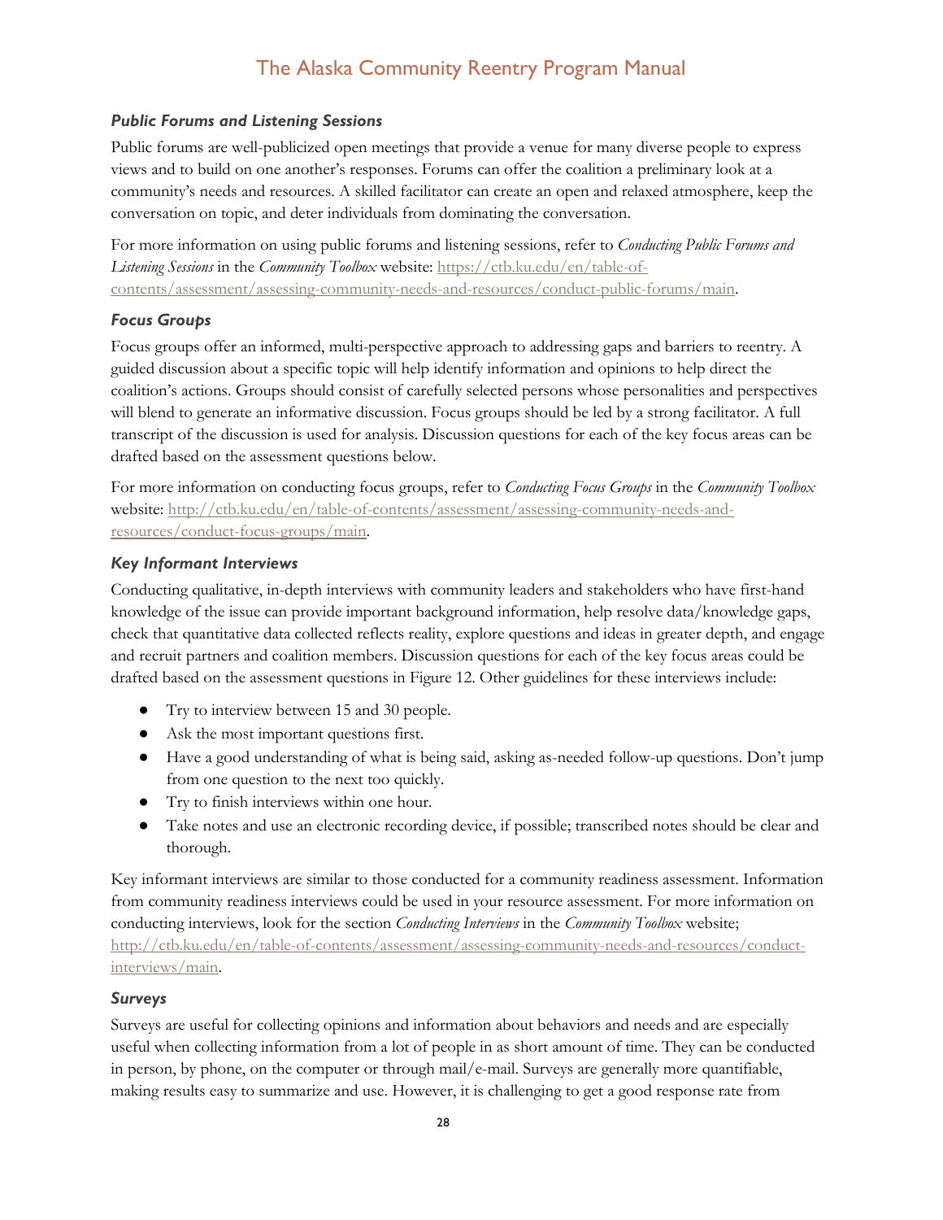### *Public Forums and Listening Sessions*

Public forums are well-publicized open meetings that provide a venue for many diverse people to express views and to build on one another's responses. Forums can offer the coalition a preliminary look at a community's needs and resources. A skilled facilitator can create an open and relaxed atmosphere, keep the conversation on topic, and deter individuals from dominating the conversation.

For more information on using public forums and listening sessions, refer to *Conducting Public Forums and Listening Sessions* in the *Community Toolbox* website: [https://ctb.ku.edu/en/table-of-contents/assessment/assessing-community-needs-and-resources/conduct-public-forums/main](https://ctb.ku.edu/en/table-of-contents/assessment/assessing-community-needs-and-resources/conduct-public-forums/main).

### *Focus Groups*

Focus groups offer an informed, multi-perspective approach to addressing gaps and barriers to reentry. A guided discussion about a specific topic will help identify information and opinions to help direct the coalition's actions. Groups should consist of carefully selected persons whose personalities and perspectives will blend to generate an informative discussion. Focus groups should be led by a strong facilitator. A full transcript of the discussion is used for analysis. Discussion questions for each of the key focus areas can be drafted based on the assessment questions below.

For more information on conducting focus groups, refer to *Conducting Focus Groups* in the *Community Toolbox* website: [http://ctb.ku.edu/en/table-of-contents/assessment/assessing-community-needs-and-resources/conduct-focus-groups/main](http://ctb.ku.edu/en/table-of-contents/assessment/assessing-community-needs-and-resources/conduct-focus-groups/main).

### *Key Informant Interviews*

Conducting qualitative, in-depth interviews with community leaders and stakeholders who have first-hand knowledge of the issue can provide important background information, help resolve data/knowledge gaps, check that quantitative data collected reflects reality, explore questions and ideas in greater depth, and engage and recruit partners and coalition members. Discussion questions for each of the key focus areas could be drafted based on the assessment questions in Figure 12. Other guidelines for these interviews include:

- Try to interview between 15 and 30 people.
- Ask the most important questions first.
- Have a good understanding of what is being said, asking as-needed follow-up questions. Don't jump from one question to the next too quickly.
- Try to finish interviews within one hour.
- Take notes and use an electronic recording device, if possible; transcribed notes should be clear and thorough.

Key informant interviews are similar to those conducted for a community readiness assessment. Information from community readiness interviews could be used in your resource assessment. For more information on conducting interviews, look for the section *Conducting Interviews* in the *Community Toolbox* website; [http://ctb.ku.edu/en/table-of-contents/assessment/assessing-community-needs-and-resources/conduct-interviews/main](http://ctb.ku.edu/en/table-of-contents/assessment/assessing-community-needs-and-resources/conduct-interviews/main).

### *Surveys*

Surveys are useful for collecting opinions and information about behaviors and needs and are especially useful when collecting information from a lot of people in as short amount of time. They can be conducted in person, by phone, on the computer or through mail/e-mail. Surveys are generally more quantifiable, making results easy to summarize and use. However, it is challenging to get a good response rate from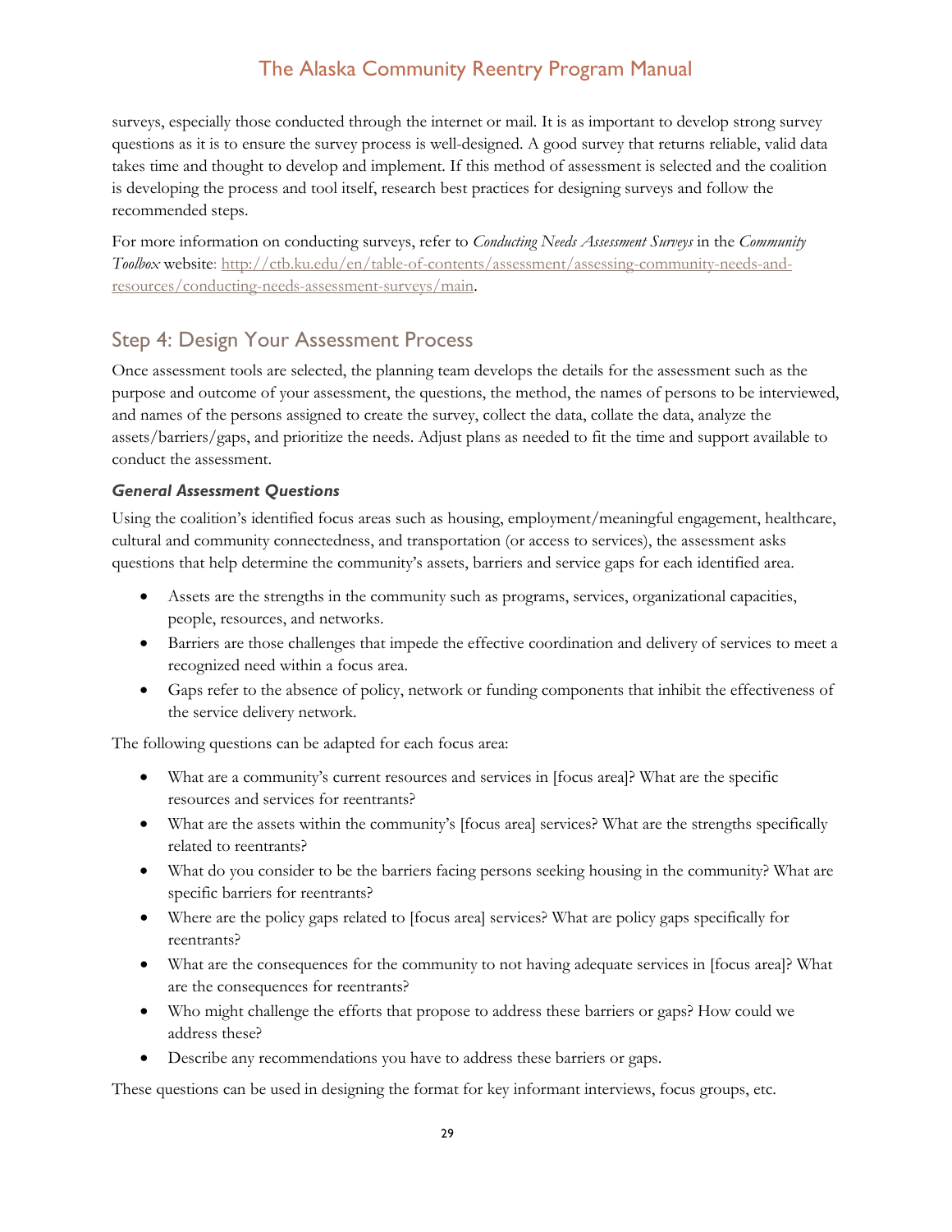surveys, especially those conducted through the internet or mail. It is as important to develop strong survey questions as it is to ensure the survey process is well-designed. A good survey that returns reliable, valid data takes time and thought to develop and implement. If this method of assessment is selected and the coalition is developing the process and tool itself, research best practices for designing surveys and follow the recommended steps.

For more information on conducting surveys, refer to *Conducting Needs Assessment Surveys* in the *Community Toolbox* website: http://ctb.ku.edu/en/table-of-contents/assessment/assessing-community-needs-and-resources/conducting-needs-assessment-surveys/main.

## Step 4: Design Your Assessment Process

Once assessment tools are selected, the planning team develops the details for the assessment such as the purpose and outcome of your assessment, the questions, the method, the names of persons to be interviewed, and names of the persons assigned to create the survey, collect the data, collate the data, analyze the assets/barriers/gaps, and prioritize the needs. Adjust plans as needed to fit the time and support available to conduct the assessment.

### *General Assessment Questions*

Using the coalition's identified focus areas such as housing, employment/meaningful engagement, healthcare, cultural and community connectedness, and transportation (or access to services), the assessment asks questions that help determine the community's assets, barriers and service gaps for each identified area.

- Assets are the strengths in the community such as programs, services, organizational capacities, people, resources, and networks.
- Barriers are those challenges that impede the effective coordination and delivery of services to meet a recognized need within a focus area.
- Gaps refer to the absence of policy, network or funding components that inhibit the effectiveness of the service delivery network.

The following questions can be adapted for each focus area:

- What are a community's current resources and services in [focus area]? What are the specific resources and services for reentrants?
- What are the assets within the community's [focus area] services? What are the strengths specifically related to reentrants?
- What do you consider to be the barriers facing persons seeking housing in the community? What are specific barriers for reentrants?
- Where are the policy gaps related to [focus area] services? What are policy gaps specifically for reentrants?
- What are the consequences for the community to not having adequate services in [focus area]? What are the consequences for reentrants?
- Who might challenge the efforts that propose to address these barriers or gaps? How could we address these?
- Describe any recommendations you have to address these barriers or gaps.

These questions can be used in designing the format for key informant interviews, focus groups, etc.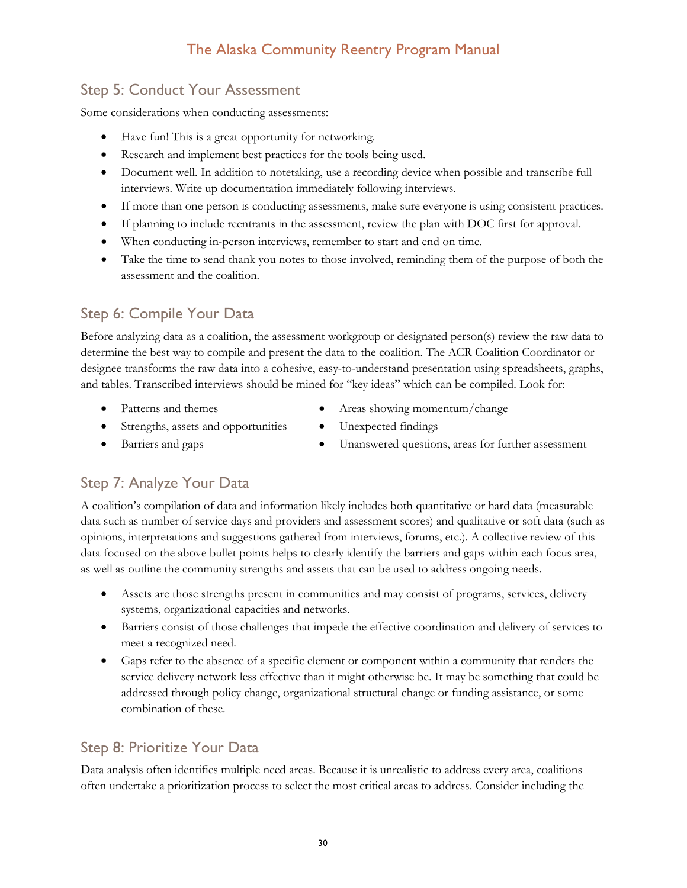## Step 5: Conduct Your Assessment

Some considerations when conducting assessments:

- Have fun! This is a great opportunity for networking.
- Research and implement best practices for the tools being used.
- Document well. In addition to notetaking, use a recording device when possible and transcribe full interviews. Write up documentation immediately following interviews.
- If more than one person is conducting assessments, make sure everyone is using consistent practices.
- If planning to include reentrants in the assessment, review the plan with DOC first for approval.
- When conducting in-person interviews, remember to start and end on time.
- Take the time to send thank you notes to those involved, reminding them of the purpose of both the assessment and the coalition.

## Step 6: Compile Your Data

Before analyzing data as a coalition, the assessment workgroup or designated person(s) review the raw data to determine the best way to compile and present the data to the coalition. The ACR Coalition Coordinator or designee transforms the raw data into a cohesive, easy-to-understand presentation using spreadsheets, graphs, and tables. Transcribed interviews should be mined for "key ideas" which can be compiled. Look for:

- Patterns and themes
- Strengths, assets and opportunities
- Barriers and gaps
- Areas showing momentum/change
- Unexpected findings
- Unanswered questions, areas for further assessment

## Step 7: Analyze Your Data

A coalition's compilation of data and information likely includes both quantitative or hard data (measurable data such as number of service days and providers and assessment scores) and qualitative or soft data (such as opinions, interpretations and suggestions gathered from interviews, forums, etc.). A collective review of this data focused on the above bullet points helps to clearly identify the barriers and gaps within each focus area, as well as outline the community strengths and assets that can be used to address ongoing needs.

- Assets are those strengths present in communities and may consist of programs, services, delivery systems, organizational capacities and networks.
- Barriers consist of those challenges that impede the effective coordination and delivery of services to meet a recognized need.
- Gaps refer to the absence of a specific element or component within a community that renders the service delivery network less effective than it might otherwise be. It may be something that could be addressed through policy change, organizational structural change or funding assistance, or some combination of these.

## Step 8: Prioritize Your Data

Data analysis often identifies multiple need areas. Because it is unrealistic to address every area, coalitions often undertake a prioritization process to select the most critical areas to address. Consider including the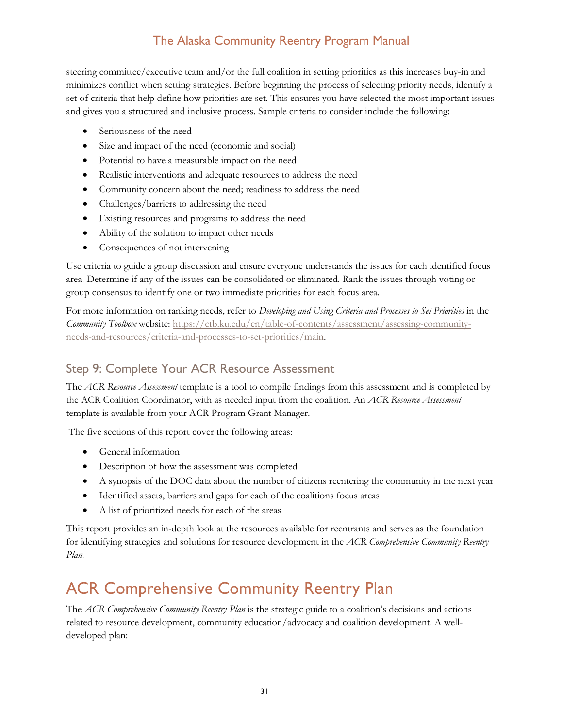steering committee/executive team and/or the full coalition in setting priorities as this increases buy-in and minimizes conflict when setting strategies. Before beginning the process of selecting priority needs, identify a set of criteria that help define how priorities are set. This ensures you have selected the most important issues and gives you a structured and inclusive process. Sample criteria to consider include the following:

- Seriousness of the need
- Size and impact of the need (economic and social)
- Potential to have a measurable impact on the need
- Realistic interventions and adequate resources to address the need
- Community concern about the need; readiness to address the need
- Challenges/barriers to addressing the need
- Existing resources and programs to address the need
- Ability of the solution to impact other needs
- Consequences of not intervening

Use criteria to guide a group discussion and ensure everyone understands the issues for each identified focus area. Determine if any of the issues can be consolidated or eliminated. Rank the issues through voting or group consensus to identify one or two immediate priorities for each focus area.

For more information on ranking needs, refer to *Developing and Using Criteria and Processes to Set Priorities* in the *Community Toolbox* website: https://ctb.ku.edu/en/table-of-contents/assessment/assessing-community-needs-and-resources/criteria-and-processes-to-set-priorities/main.

## Step 9: Complete Your ACR Resource Assessment

The *ACR Resource Assessment* template is a tool to compile findings from this assessment and is completed by the ACR Coalition Coordinator, with as needed input from the coalition. An *ACR Resource Assessment* template is available from your ACR Program Grant Manager.

The five sections of this report cover the following areas:

- General information
- Description of how the assessment was completed
- A synopsis of the DOC data about the number of citizens reentering the community in the next year
- Identified assets, barriers and gaps for each of the coalitions focus areas
- A list of prioritized needs for each of the areas

This report provides an in-depth look at the resources available for reentrants and serves as the foundation for identifying strategies and solutions for resource development in the *ACR Comprehensive Community Reentry Plan.*

# ACR Comprehensive Community Reentry Plan

The *ACR Comprehensive Community Reentry Plan* is the strategic guide to a coalition's decisions and actions related to resource development, community education/advocacy and coalition development. A well-developed plan: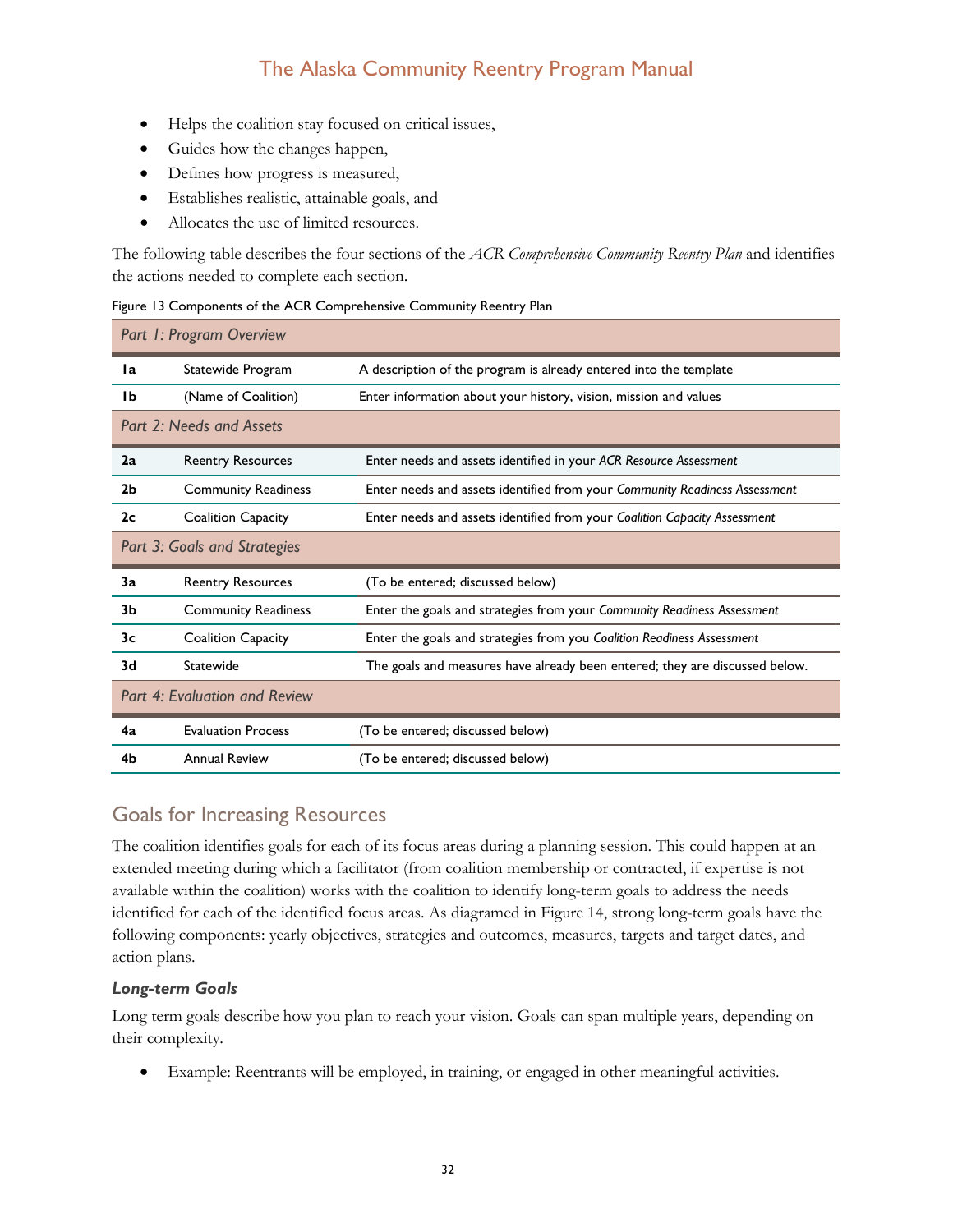- Helps the coalition stay focused on critical issues,
- Guides how the changes happen,
- Defines how progress is measured,
- Establishes realistic, attainable goals, and
- Allocates the use of limited resources.

The following table describes the four sections of the *ACR Comprehensive Community Reentry Plan* and identifies the actions needed to complete each section.

Figure 13 Components of the ACR Comprehensive Community Reentry Plan

| *Part 1: Program Overview* | | |
|---|---|---|
| **1a** | Statewide Program | A description of the program is already entered into the template |
| **1b** | (Name of Coalition) | Enter information about your history, vision, mission and values |
| *Part 2: Needs and Assets* | | |
| **2a** | Reentry Resources | Enter needs and assets identified in your *ACR Resource Assessment* |
| **2b** | Community Readiness | Enter needs and assets identified from your *Community Readiness Assessment* |
| **2c** | Coalition Capacity | Enter needs and assets identified from your *Coalition Capacity Assessment* |
| *Part 3: Goals and Strategies* | | |
| **3a** | Reentry Resources | (To be entered; discussed below) |
| **3b** | Community Readiness | Enter the goals and strategies from your *Community Readiness Assessment* |
| **3c** | Coalition Capacity | Enter the goals and strategies from you *Coalition Readiness Assessment* |
| **3d** | Statewide | The goals and measures have already been entered; they are discussed below. |
| *Part 4: Evaluation and Review* | | |
| **4a** | Evaluation Process | (To be entered; discussed below) |
| **4b** | Annual Review | (To be entered; discussed below) |

## Goals for Increasing Resources

The coalition identifies goals for each of its focus areas during a planning session. This could happen at an extended meeting during which a facilitator (from coalition membership or contracted, if expertise is not available within the coalition) works with the coalition to identify long-term goals to address the needs identified for each of the identified focus areas. As diagramed in Figure 14, strong long-term goals have the following components: yearly objectives, strategies and outcomes, measures, targets and target dates, and action plans.

### *Long-term Goals*

Long term goals describe how you plan to reach your vision. Goals can span multiple years, depending on their complexity.

- Example: Reentrants will be employed, in training, or engaged in other meaningful activities.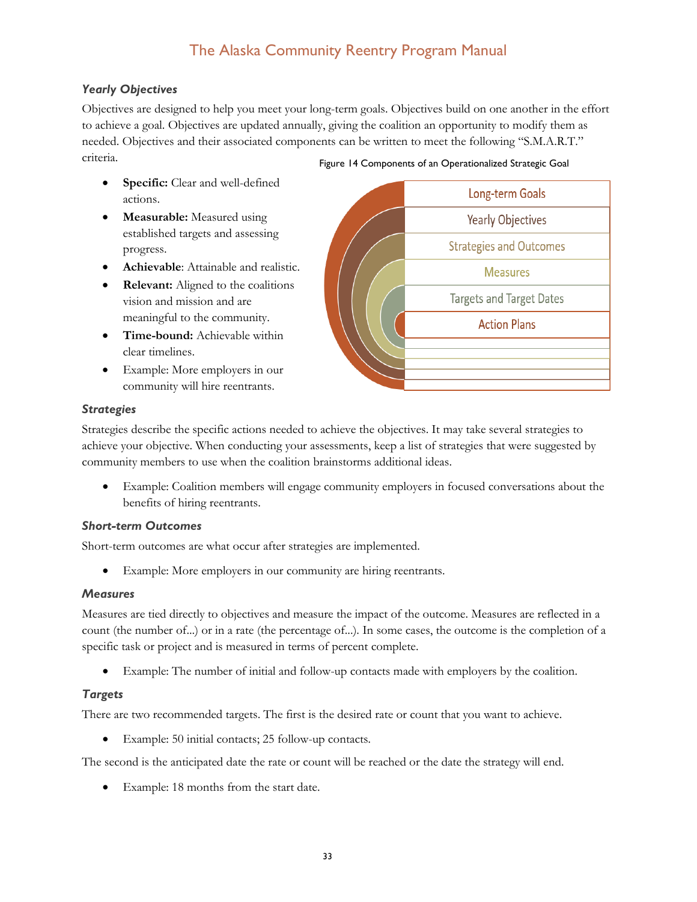### *Yearly Objectives*

Objectives are designed to help you meet your long-term goals. Objectives build on one another in the effort to achieve a goal. Objectives are updated annually, giving the coalition an opportunity to modify them as needed. Objectives and their associated components can be written to meet the following "S.M.A.R.T." criteria.

- **Specific:** Clear and well-defined actions.
- **Measurable:** Measured using established targets and assessing progress.
- **Achievable**: Attainable and realistic.
- **Relevant:** Aligned to the coalitions vision and mission and are meaningful to the community.
- **Time-bound:** Achievable within clear timelines.
- Example: More employers in our community will hire reentrants.

Figure 14 Components of an Operationalized Strategic Goal

- Long-term Goals
- Yearly Objectives
- Strategies and Outcomes
- Measures
- Targets and Target Dates
- Action Plans

### *Strategies*

Strategies describe the specific actions needed to achieve the objectives. It may take several strategies to achieve your objective. When conducting your assessments, keep a list of strategies that were suggested by community members to use when the coalition brainstorms additional ideas.

- Example: Coalition members will engage community employers in focused conversations about the benefits of hiring reentrants.

### *Short-term Outcomes*

Short-term outcomes are what occur after strategies are implemented.

- Example: More employers in our community are hiring reentrants.

### *Measures*

Measures are tied directly to objectives and measure the impact of the outcome. Measures are reflected in a count (the number of...) or in a rate (the percentage of...). In some cases, the outcome is the completion of a specific task or project and is measured in terms of percent complete.

- Example: The number of initial and follow-up contacts made with employers by the coalition.

### *Targets*

There are two recommended targets. The first is the desired rate or count that you want to achieve.

- Example: 50 initial contacts; 25 follow-up contacts.

The second is the anticipated date the rate or count will be reached or the date the strategy will end.

- Example: 18 months from the start date.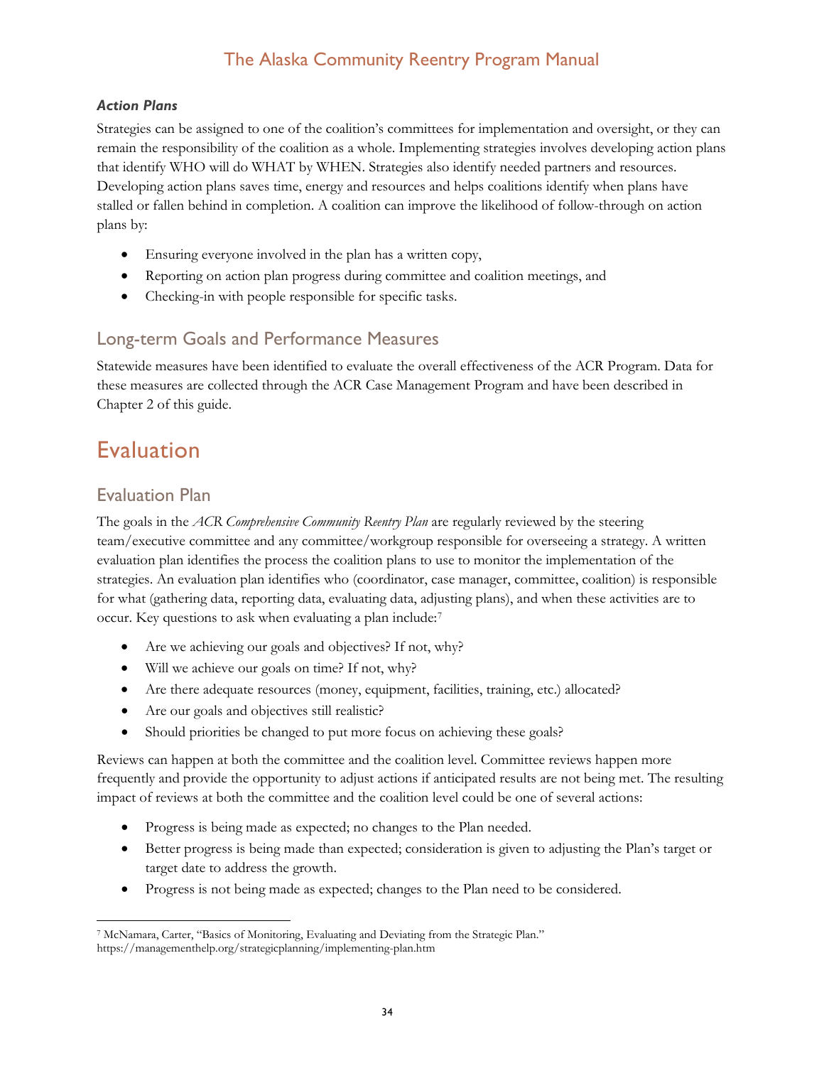### *Action Plans*

Strategies can be assigned to one of the coalition's committees for implementation and oversight, or they can remain the responsibility of the coalition as a whole. Implementing strategies involves developing action plans that identify WHO will do WHAT by WHEN. Strategies also identify needed partners and resources. Developing action plans saves time, energy and resources and helps coalitions identify when plans have stalled or fallen behind in completion. A coalition can improve the likelihood of follow-through on action plans by:

- Ensuring everyone involved in the plan has a written copy,
- Reporting on action plan progress during committee and coalition meetings, and
- Checking-in with people responsible for specific tasks.

## Long-term Goals and Performance Measures

Statewide measures have been identified to evaluate the overall effectiveness of the ACR Program. Data for these measures are collected through the ACR Case Management Program and have been described in Chapter 2 of this guide.

# Evaluation

## Evaluation Plan

The goals in the *ACR Comprehensive Community Reentry Plan* are regularly reviewed by the steering team/executive committee and any committee/workgroup responsible for overseeing a strategy. A written evaluation plan identifies the process the coalition plans to use to monitor the implementation of the strategies. An evaluation plan identifies who (coordinator, case manager, committee, coalition) is responsible for what (gathering data, reporting data, evaluating data, adjusting plans), and when these activities are to occur. Key questions to ask when evaluating a plan include:[7]

- Are we achieving our goals and objectives? If not, why?
- Will we achieve our goals on time? If not, why?
- Are there adequate resources (money, equipment, facilities, training, etc.) allocated?
- Are our goals and objectives still realistic?
- Should priorities be changed to put more focus on achieving these goals?

Reviews can happen at both the committee and the coalition level. Committee reviews happen more frequently and provide the opportunity to adjust actions if anticipated results are not being met. The resulting impact of reviews at both the committee and the coalition level could be one of several actions:

- Progress is being made as expected; no changes to the Plan needed.
- Better progress is being made than expected; consideration is given to adjusting the Plan's target or target date to address the growth.
- Progress is not being made as expected; changes to the Plan need to be considered.

---

[7] McNamara, Carter, "Basics of Monitoring, Evaluating and Deviating from the Strategic Plan." https://managementhelp.org/strategicplanning/implementing-plan.htm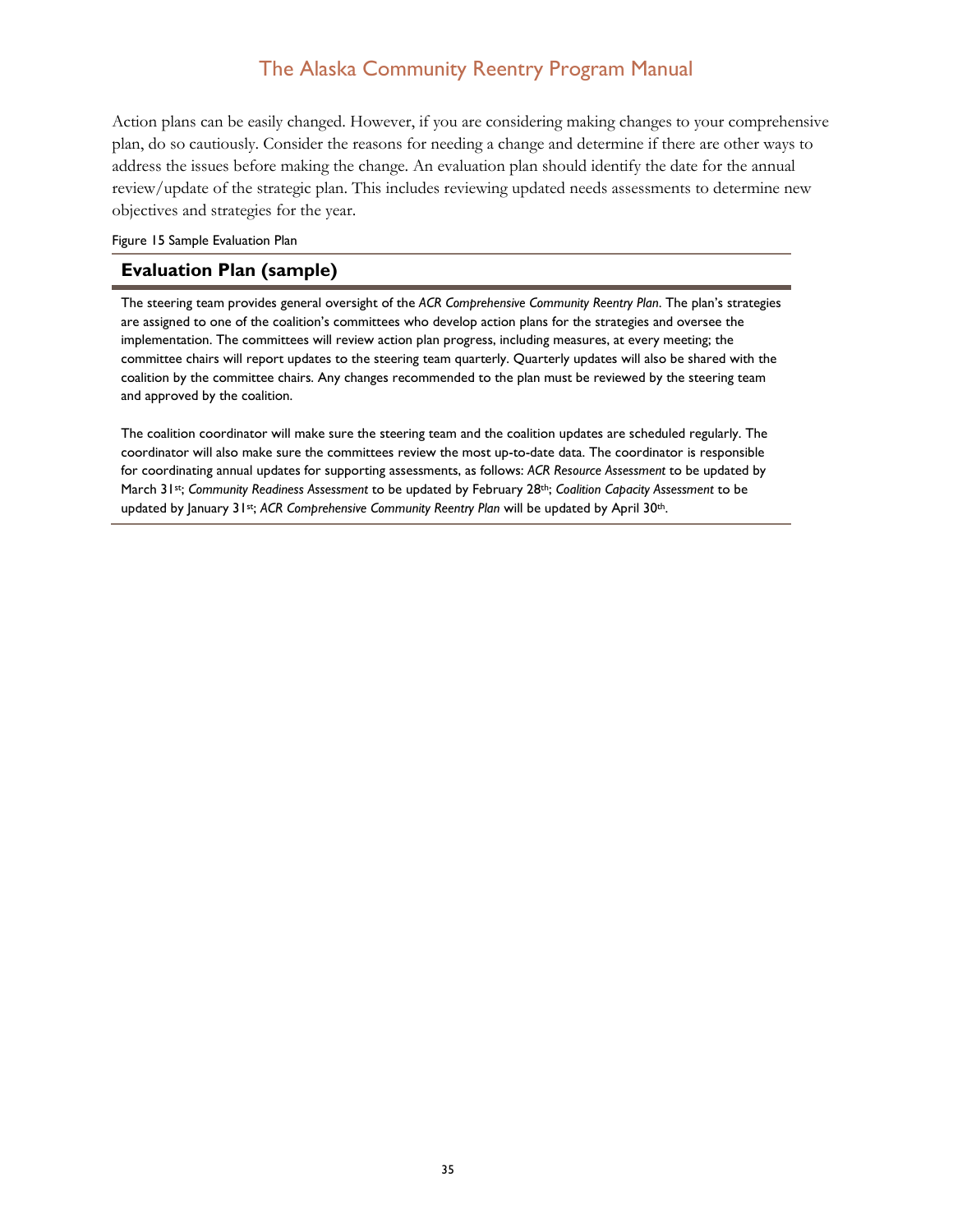Action plans can be easily changed. However, if you are considering making changes to your comprehensive plan, do so cautiously. Consider the reasons for needing a change and determine if there are other ways to address the issues before making the change. An evaluation plan should identify the date for the annual review/update of the strategic plan. This includes reviewing updated needs assessments to determine new objectives and strategies for the year.

Figure 15 Sample Evaluation Plan

## Evaluation Plan (sample)

The steering team provides general oversight of the *ACR Comprehensive Community Reentry Plan*. The plan's strategies are assigned to one of the coalition's committees who develop action plans for the strategies and oversee the implementation. The committees will review action plan progress, including measures, at every meeting; the committee chairs will report updates to the steering team quarterly. Quarterly updates will also be shared with the coalition by the committee chairs. Any changes recommended to the plan must be reviewed by the steering team and approved by the coalition.

The coalition coordinator will make sure the steering team and the coalition updates are scheduled regularly. The coordinator will also make sure the committees review the most up-to-date data. The coordinator is responsible for coordinating annual updates for supporting assessments, as follows: *ACR Resource Assessment* to be updated by March 31st; *Community Readiness Assessment* to be updated by February 28th; *Coalition Capacity Assessment* to be updated by January 31st; *ACR Comprehensive Community Reentry Plan* will be updated by April 30th.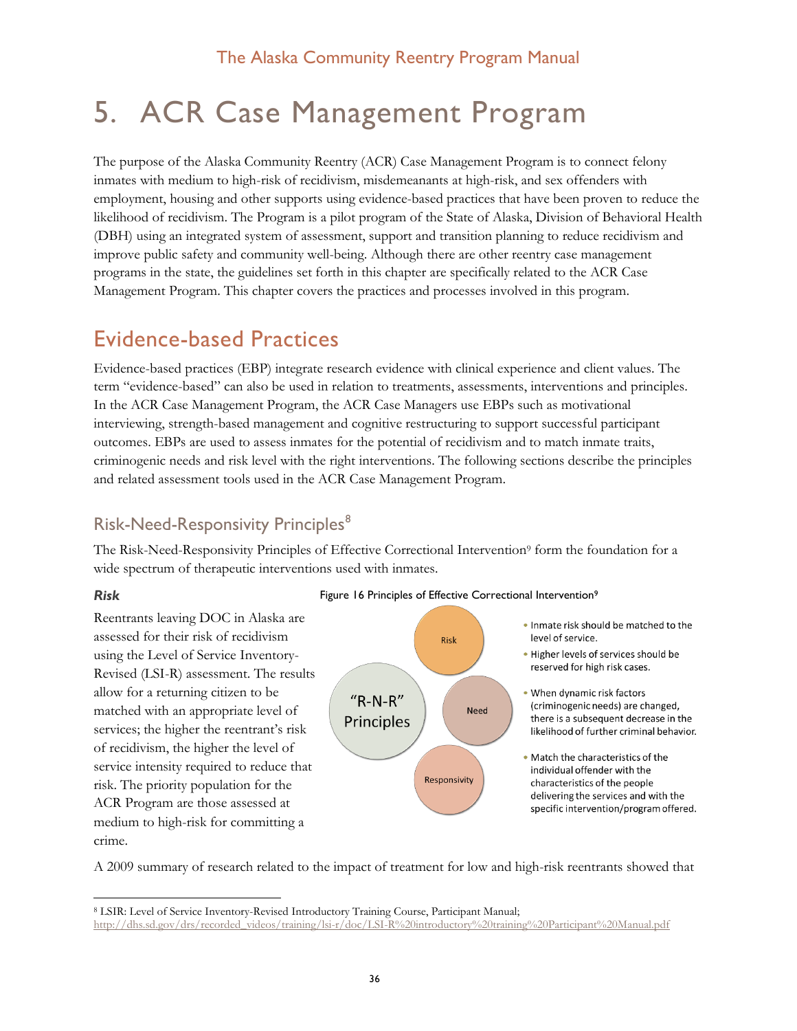# 5. ACR Case Management Program

The purpose of the Alaska Community Reentry (ACR) Case Management Program is to connect felony inmates with medium to high-risk of recidivism, misdemeanants at high-risk, and sex offenders with employment, housing and other supports using evidence-based practices that have been proven to reduce the likelihood of recidivism. The Program is a pilot program of the State of Alaska, Division of Behavioral Health (DBH) using an integrated system of assessment, support and transition planning to reduce recidivism and improve public safety and community well-being. Although there are other reentry case management programs in the state, the guidelines set forth in this chapter are specifically related to the ACR Case Management Program. This chapter covers the practices and processes involved in this program.

## Evidence-based Practices

Evidence-based practices (EBP) integrate research evidence with clinical experience and client values. The term "evidence-based" can also be used in relation to treatments, assessments, interventions and principles. In the ACR Case Management Program, the ACR Case Managers use EBPs such as motivational interviewing, strength-based management and cognitive restructuring to support successful participant outcomes. EBPs are used to assess inmates for the potential of recidivism and to match inmate traits, criminogenic needs and risk level with the right interventions. The following sections describe the principles and related assessment tools used in the ACR Case Management Program.

### Risk-Need-Responsivity Principles[8]

The Risk-Need-Responsivity Principles of Effective Correctional Intervention[9] form the foundation for a wide spectrum of therapeutic interventions used with inmates.

#### *Risk*

Reentrants leaving DOC in Alaska are assessed for their risk of recidivism using the Level of Service Inventory-Revised (LSI-R) assessment. The results allow for a returning citizen to be matched with an appropriate level of services; the higher the reentrant's risk of recidivism, the higher the level of service intensity required to reduce that risk. The priority population for the ACR Program are those assessed at medium to high-risk for committing a crime.

Figure 16 Principles of Effective Correctional Intervention[9]

"R-N-R" Principles

- **Risk**
  - Inmate risk should be matched to the level of service.
  - Higher levels of services should be reserved for high risk cases.
- **Need**
  - When dynamic risk factors (criminogenic needs) are changed, there is a subsequent decrease in the likelihood of further criminal behavior.
- **Responsivity**
  - Match the characteristics of the individual offender with the characteristics of the people delivering the services and with the specific intervention/program offered.

A 2009 summary of research related to the impact of treatment for low and high-risk reentrants showed that

[8] LSIR: Level of Service Inventory-Revised Introductory Training Course, Participant Manual; http://dhs.sd.gov/drs/recorded_videos/training/lsi-r/doc/LSI-R%20introductory%20training%20Participant%20Manual.pdf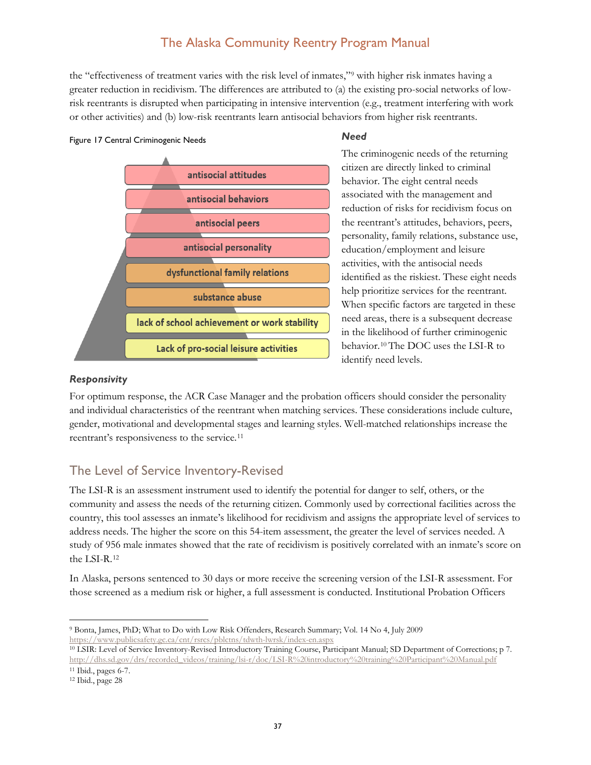the "effectiveness of treatment varies with the risk level of inmates,"[9] with higher risk inmates having a greater reduction in recidivism. The differences are attributed to (a) the existing pro-social networks of low-risk reentrants is disrupted when participating in intensive intervention (e.g., treatment interfering with work or other activities) and (b) low-risk reentrants learn antisocial behaviors from higher risk reentrants.

Figure 17 Central Criminogenic Needs

- antisocial attitudes
- antisocial behaviors
- antisocial peers
- antisocial personality
- dysfunctional family relations
- substance abuse
- lack of school achievement or work stability
- Lack of pro-social leisure activities

***Need***

The criminogenic needs of the returning citizen are directly linked to criminal behavior. The eight central needs associated with the management and reduction of risks for recidivism focus on the reentrant's attitudes, behaviors, peers, personality, family relations, substance use, education/employment and leisure activities, with the antisocial needs identified as the riskiest. These eight needs help prioritize services for the reentrant. When specific factors are targeted in these need areas, there is a subsequent decrease in the likelihood of further criminogenic behavior.[10] The DOC uses the LSI-R to identify need levels.

***Responsivity***

For optimum response, the ACR Case Manager and the probation officers should consider the personality and individual characteristics of the reentrant when matching services. These considerations include culture, gender, motivational and developmental stages and learning styles. Well-matched relationships increase the reentrant's responsiveness to the service.[11]

## The Level of Service Inventory-Revised

The LSI-R is an assessment instrument used to identify the potential for danger to self, others, or the community and assess the needs of the returning citizen. Commonly used by correctional facilities across the country, this tool assesses an inmate's likelihood for recidivism and assigns the appropriate level of services to address needs. The higher the score on this 54-item assessment, the greater the level of services needed. A study of 956 male inmates showed that the rate of recidivism is positively correlated with an inmate's score on the LSI-R.[12]

In Alaska, persons sentenced to 30 days or more receive the screening version of the LSI-R assessment. For those screened as a medium risk or higher, a full assessment is conducted. Institutional Probation Officers

---

[9] Bonta, James, PhD; What to Do with Low Risk Offenders, Research Summary; Vol. 14 No 4, July 2009 https://www.publicsafety.gc.ca/cnt/rsrcs/pblctns/tdwth-lwrsk/index-en.aspx

[10] LSIR: Level of Service Inventory-Revised Introductory Training Course, Participant Manual; SD Department of Corrections; p 7. http://dhs.sd.gov/drs/recorded_videos/training/lsi-r/doc/LSI-R%20introductory%20training%20Participant%20Manual.pdf

[11] Ibid., pages 6-7.

[12] Ibid., page 28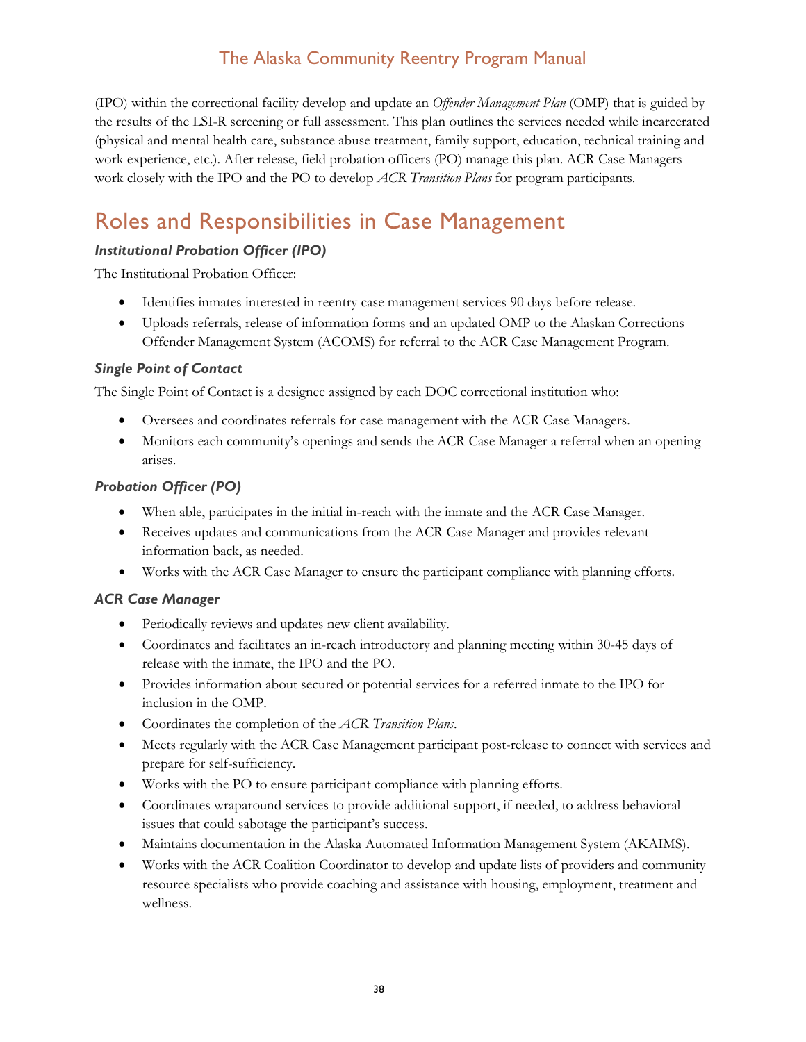(IPO) within the correctional facility develop and update an *Offender Management Plan* (OMP) that is guided by the results of the LSI-R screening or full assessment. This plan outlines the services needed while incarcerated (physical and mental health care, substance abuse treatment, family support, education, technical training and work experience, etc.). After release, field probation officers (PO) manage this plan. ACR Case Managers work closely with the IPO and the PO to develop *ACR Transition Plans* for program participants.

# Roles and Responsibilities in Case Management

### *Institutional Probation Officer (IPO)*

The Institutional Probation Officer:

- Identifies inmates interested in reentry case management services 90 days before release.
- Uploads referrals, release of information forms and an updated OMP to the Alaskan Corrections Offender Management System (ACOMS) for referral to the ACR Case Management Program.

### *Single Point of Contact*

The Single Point of Contact is a designee assigned by each DOC correctional institution who:

- Oversees and coordinates referrals for case management with the ACR Case Managers.
- Monitors each community's openings and sends the ACR Case Manager a referral when an opening arises.

### *Probation Officer (PO)*

- When able, participates in the initial in-reach with the inmate and the ACR Case Manager.
- Receives updates and communications from the ACR Case Manager and provides relevant information back, as needed.
- Works with the ACR Case Manager to ensure the participant compliance with planning efforts.

### *ACR Case Manager*

- Periodically reviews and updates new client availability.
- Coordinates and facilitates an in-reach introductory and planning meeting within 30-45 days of release with the inmate, the IPO and the PO.
- Provides information about secured or potential services for a referred inmate to the IPO for inclusion in the OMP.
- Coordinates the completion of the *ACR Transition Plans*.
- Meets regularly with the ACR Case Management participant post-release to connect with services and prepare for self-sufficiency.
- Works with the PO to ensure participant compliance with planning efforts.
- Coordinates wraparound services to provide additional support, if needed, to address behavioral issues that could sabotage the participant's success.
- Maintains documentation in the Alaska Automated Information Management System (AKAIMS).
- Works with the ACR Coalition Coordinator to develop and update lists of providers and community resource specialists who provide coaching and assistance with housing, employment, treatment and wellness.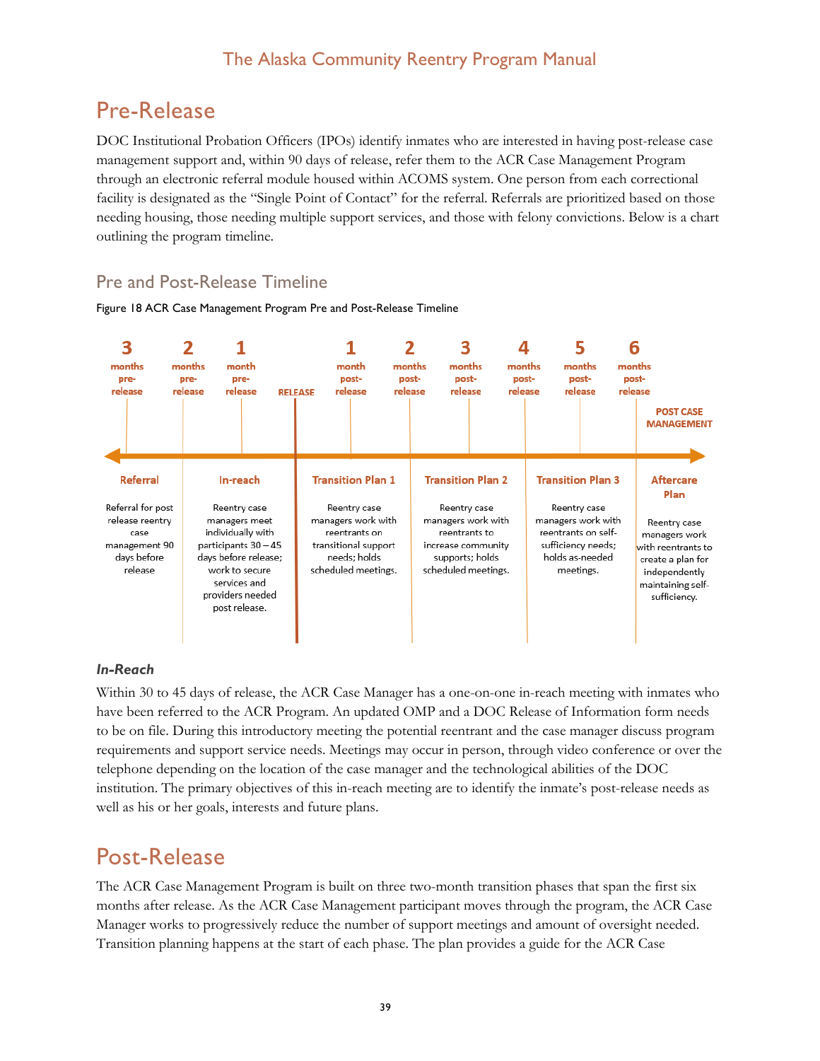## Pre-Release

DOC Institutional Probation Officers (IPOs) identify inmates who are interested in having post-release case management support and, within 90 days of release, refer them to the ACR Case Management Program through an electronic referral module housed within ACOMS system. One person from each correctional facility is designated as the "Single Point of Contact" for the referral. Referrals are prioritized based on those needing housing, those needing multiple support services, and those with felony convictions. Below is a chart outlining the program timeline.

### Pre and Post-Release Timeline

Figure 18 ACR Case Management Program Pre and Post-Release Timeline

| 3 months pre-release | 2 months pre-release | 1 month pre-release | RELEASE | 1 month post-release | 2 months post-release | 3 months post-release | 4 months post-release | 5 months post-release | 6 months post-release | POST CASE MANAGEMENT |
|---|---|---|---|---|---|---|---|---|---|---|

| Referral | In-reach | Transition Plan 1 | Transition Plan 2 | Transition Plan 3 | Aftercare Plan |
|---|---|---|---|---|---|
| Referral for post release reentry case management 90 days before release | Reentry case managers meet individually with participants 30 – 45 days before release; work to secure services and providers needed post release. | Reentry case managers work with reentrants on transitional support needs; holds scheduled meetings. | Reentry case managers work with reentrants to increase community supports; holds scheduled meetings. | Reentry case managers work with reentrants on self-sufficiency needs; holds as-needed meetings. | Reentry case managers work with reentrants to create a plan for independently maintaining self-sufficiency. |

#### *In-Reach*

Within 30 to 45 days of release, the ACR Case Manager has a one-on-one in-reach meeting with inmates who have been referred to the ACR Program. An updated OMP and a DOC Release of Information form needs to be on file. During this introductory meeting the potential reentrant and the case manager discuss program requirements and support service needs. Meetings may occur in person, through video conference or over the telephone depending on the location of the case manager and the technological abilities of the DOC institution. The primary objectives of this in-reach meeting are to identify the inmate's post-release needs as well as his or her goals, interests and future plans.

## Post-Release

The ACR Case Management Program is built on three two-month transition phases that span the first six months after release. As the ACR Case Management participant moves through the program, the ACR Case Manager works to progressively reduce the number of support meetings and amount of oversight needed. Transition planning happens at the start of each phase. The plan provides a guide for the ACR Case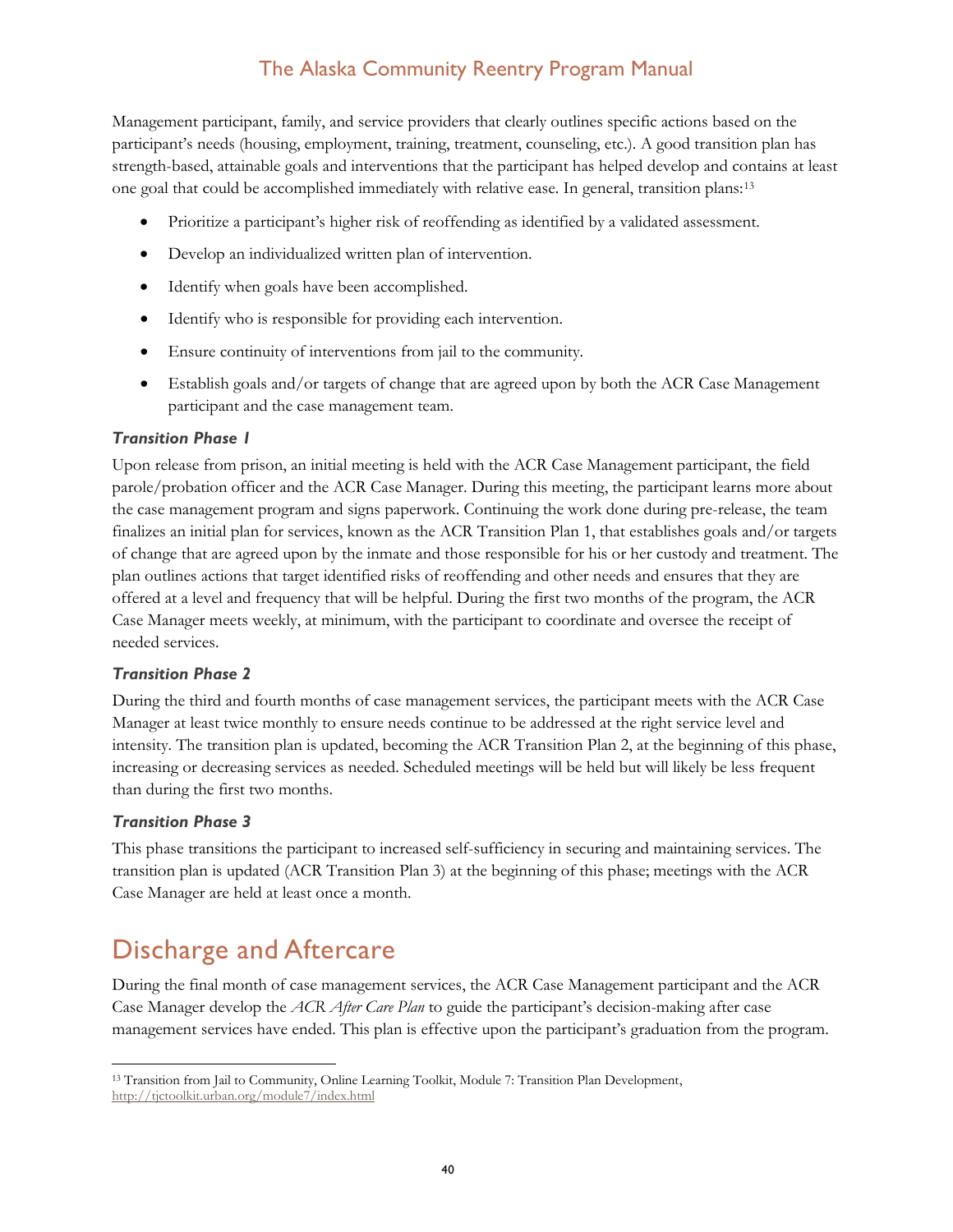Management participant, family, and service providers that clearly outlines specific actions based on the participant's needs (housing, employment, training, treatment, counseling, etc.). A good transition plan has strength-based, attainable goals and interventions that the participant has helped develop and contains at least one goal that could be accomplished immediately with relative ease. In general, transition plans:[13]

- Prioritize a participant's higher risk of reoffending as identified by a validated assessment.
- Develop an individualized written plan of intervention.
- Identify when goals have been accomplished.
- Identify who is responsible for providing each intervention.
- Ensure continuity of interventions from jail to the community.
- Establish goals and/or targets of change that are agreed upon by both the ACR Case Management participant and the case management team.

### *Transition Phase 1*

Upon release from prison, an initial meeting is held with the ACR Case Management participant, the field parole/probation officer and the ACR Case Manager. During this meeting, the participant learns more about the case management program and signs paperwork. Continuing the work done during pre-release, the team finalizes an initial plan for services, known as the ACR Transition Plan 1, that establishes goals and/or targets of change that are agreed upon by the inmate and those responsible for his or her custody and treatment. The plan outlines actions that target identified risks of reoffending and other needs and ensures that they are offered at a level and frequency that will be helpful. During the first two months of the program, the ACR Case Manager meets weekly, at minimum, with the participant to coordinate and oversee the receipt of needed services.

### *Transition Phase 2*

During the third and fourth months of case management services, the participant meets with the ACR Case Manager at least twice monthly to ensure needs continue to be addressed at the right service level and intensity. The transition plan is updated, becoming the ACR Transition Plan 2, at the beginning of this phase, increasing or decreasing services as needed. Scheduled meetings will be held but will likely be less frequent than during the first two months.

### *Transition Phase 3*

This phase transitions the participant to increased self-sufficiency in securing and maintaining services. The transition plan is updated (ACR Transition Plan 3) at the beginning of this phase; meetings with the ACR Case Manager are held at least once a month.

## Discharge and Aftercare

During the final month of case management services, the ACR Case Management participant and the ACR Case Manager develop the *ACR After Care Plan* to guide the participant's decision-making after case management services have ended. This plan is effective upon the participant's graduation from the program.

---

[13] Transition from Jail to Community, Online Learning Toolkit, Module 7: Transition Plan Development, http://tjctoolkit.urban.org/module7/index.html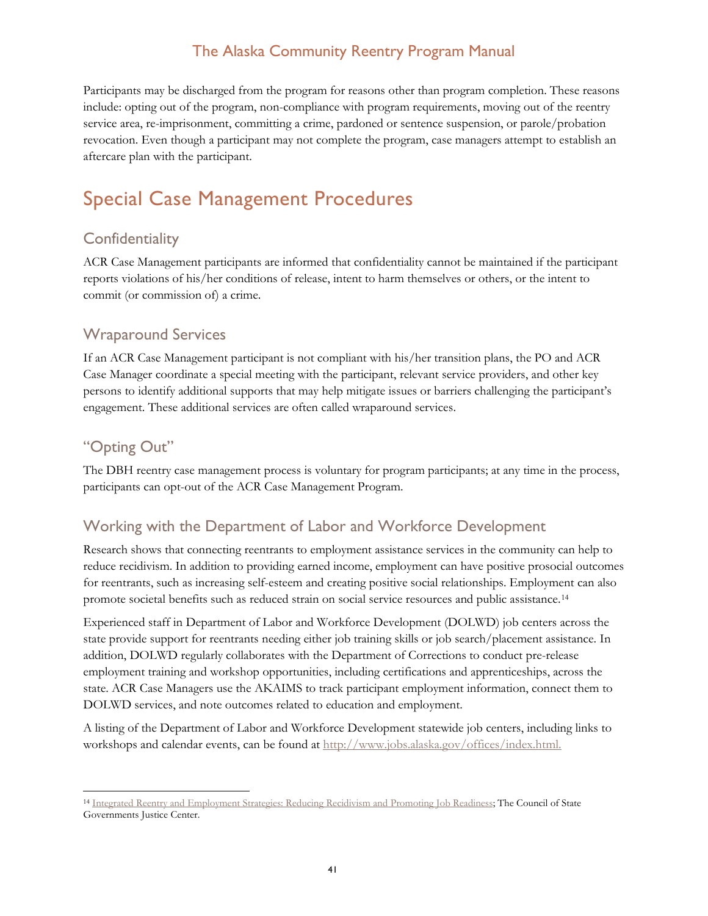Participants may be discharged from the program for reasons other than program completion. These reasons include: opting out of the program, non-compliance with program requirements, moving out of the reentry service area, re-imprisonment, committing a crime, pardoned or sentence suspension, or parole/probation revocation. Even though a participant may not complete the program, case managers attempt to establish an aftercare plan with the participant.

# Special Case Management Procedures

## Confidentiality

ACR Case Management participants are informed that confidentiality cannot be maintained if the participant reports violations of his/her conditions of release, intent to harm themselves or others, or the intent to commit (or commission of) a crime.

## Wraparound Services

If an ACR Case Management participant is not compliant with his/her transition plans, the PO and ACR Case Manager coordinate a special meeting with the participant, relevant service providers, and other key persons to identify additional supports that may help mitigate issues or barriers challenging the participant's engagement. These additional services are often called wraparound services.

## "Opting Out"

The DBH reentry case management process is voluntary for program participants; at any time in the process, participants can opt-out of the ACR Case Management Program.

## Working with the Department of Labor and Workforce Development

Research shows that connecting reentrants to employment assistance services in the community can help to reduce recidivism. In addition to providing earned income, employment can have positive prosocial outcomes for reentrants, such as increasing self-esteem and creating positive social relationships. Employment can also promote societal benefits such as reduced strain on social service resources and public assistance.[14]

Experienced staff in Department of Labor and Workforce Development (DOLWD) job centers across the state provide support for reentrants needing either job training skills or job search/placement assistance. In addition, DOLWD regularly collaborates with the Department of Corrections to conduct pre-release employment training and workshop opportunities, including certifications and apprenticeships, across the state. ACR Case Managers use the AKAIMS to track participant employment information, connect them to DOLWD services, and note outcomes related to education and employment.

A listing of the Department of Labor and Workforce Development statewide job centers, including links to workshops and calendar events, can be found at http://www.jobs.alaska.gov/offices/index.html.

---

[14] Integrated Reentry and Employment Strategies: Reducing Recidivism and Promoting Job Readiness; The Council of State Governments Justice Center.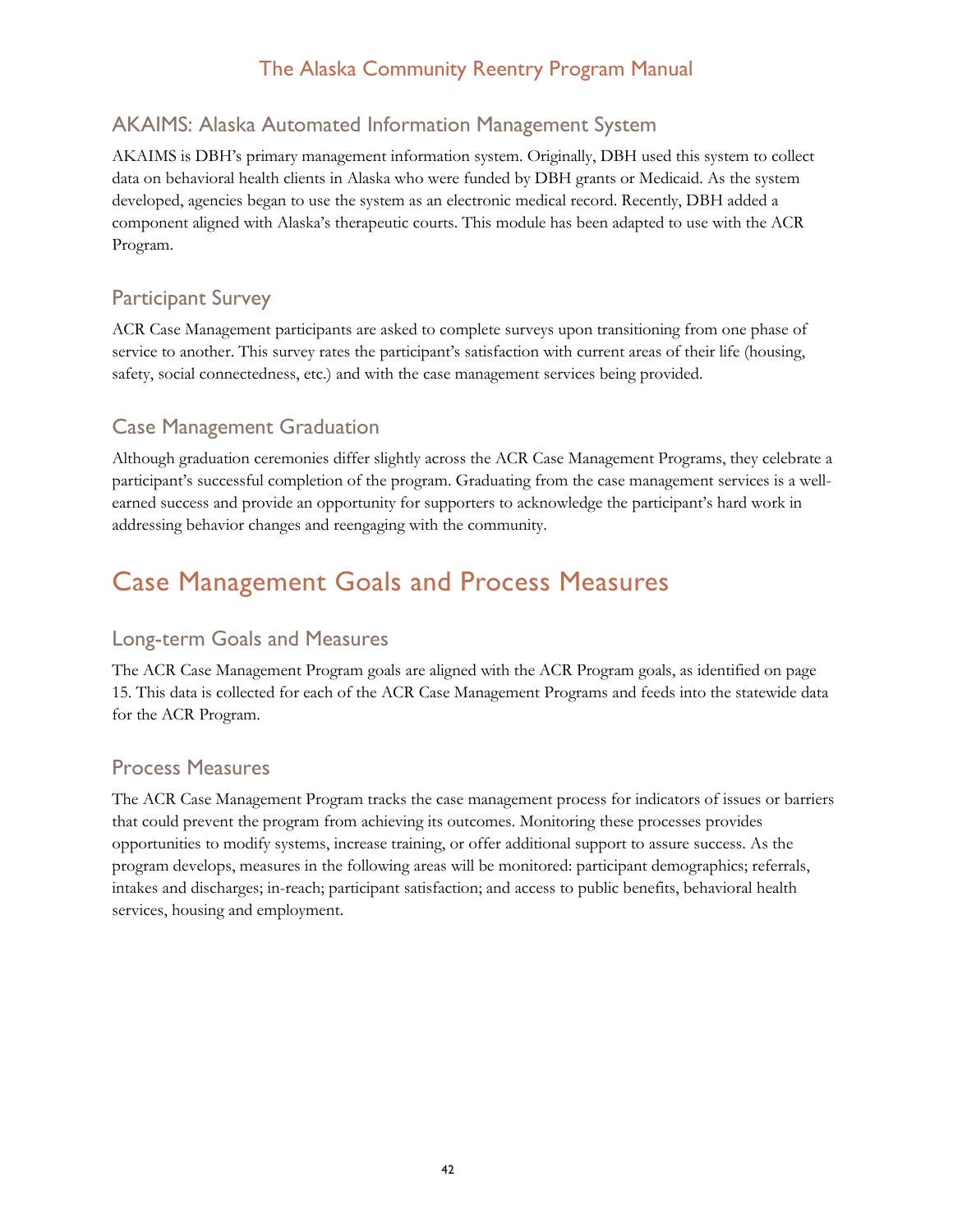## AKAIMS: Alaska Automated Information Management System

AKAIMS is DBH's primary management information system. Originally, DBH used this system to collect data on behavioral health clients in Alaska who were funded by DBH grants or Medicaid. As the system developed, agencies began to use the system as an electronic medical record. Recently, DBH added a component aligned with Alaska's therapeutic courts. This module has been adapted to use with the ACR Program.

## Participant Survey

ACR Case Management participants are asked to complete surveys upon transitioning from one phase of service to another. This survey rates the participant's satisfaction with current areas of their life (housing, safety, social connectedness, etc.) and with the case management services being provided.

## Case Management Graduation

Although graduation ceremonies differ slightly across the ACR Case Management Programs, they celebrate a participant's successful completion of the program. Graduating from the case management services is a well-earned success and provide an opportunity for supporters to acknowledge the participant's hard work in addressing behavior changes and reengaging with the community.

# Case Management Goals and Process Measures

## Long-term Goals and Measures

The ACR Case Management Program goals are aligned with the ACR Program goals, as identified on page 15. This data is collected for each of the ACR Case Management Programs and feeds into the statewide data for the ACR Program.

## Process Measures

The ACR Case Management Program tracks the case management process for indicators of issues or barriers that could prevent the program from achieving its outcomes. Monitoring these processes provides opportunities to modify systems, increase training, or offer additional support to assure success. As the program develops, measures in the following areas will be monitored: participant demographics; referrals, intakes and discharges; in-reach; participant satisfaction; and access to public benefits, behavioral health services, housing and employment.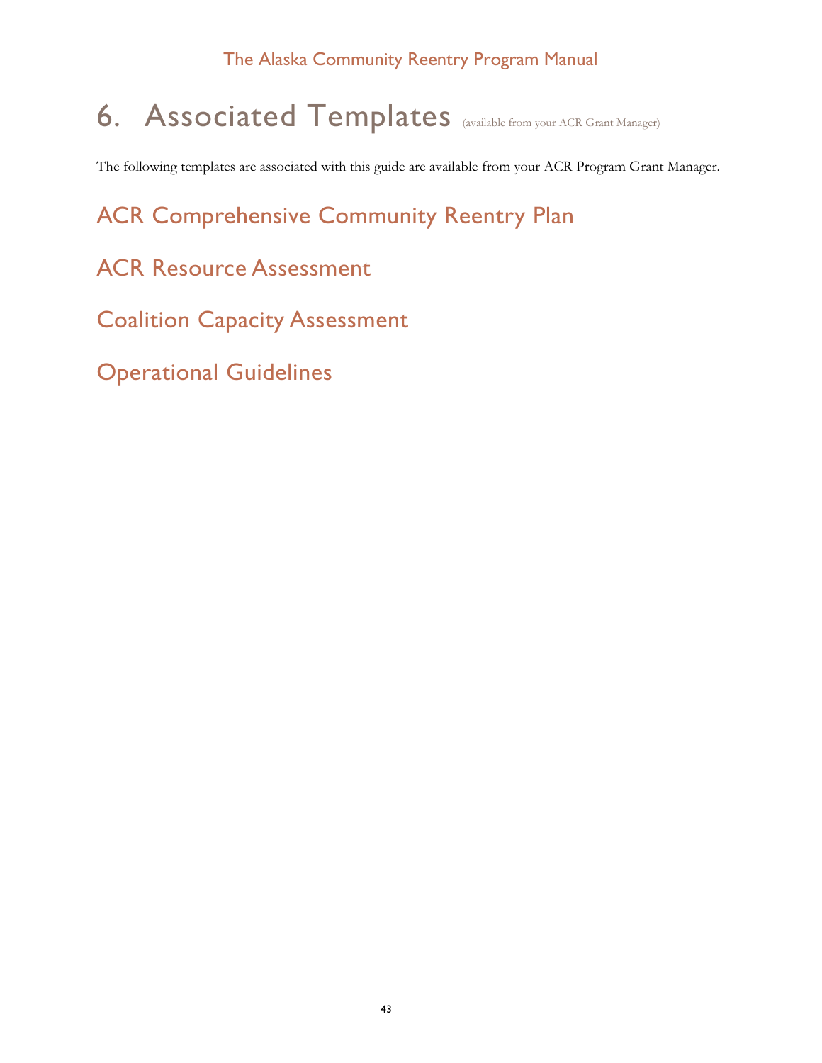# 6. Associated Templates (available from your ACR Grant Manager)

The following templates are associated with this guide are available from your ACR Program Grant Manager.

## ACR Comprehensive Community Reentry Plan

## ACR Resource Assessment

## Coalition Capacity Assessment

## Operational Guidelines